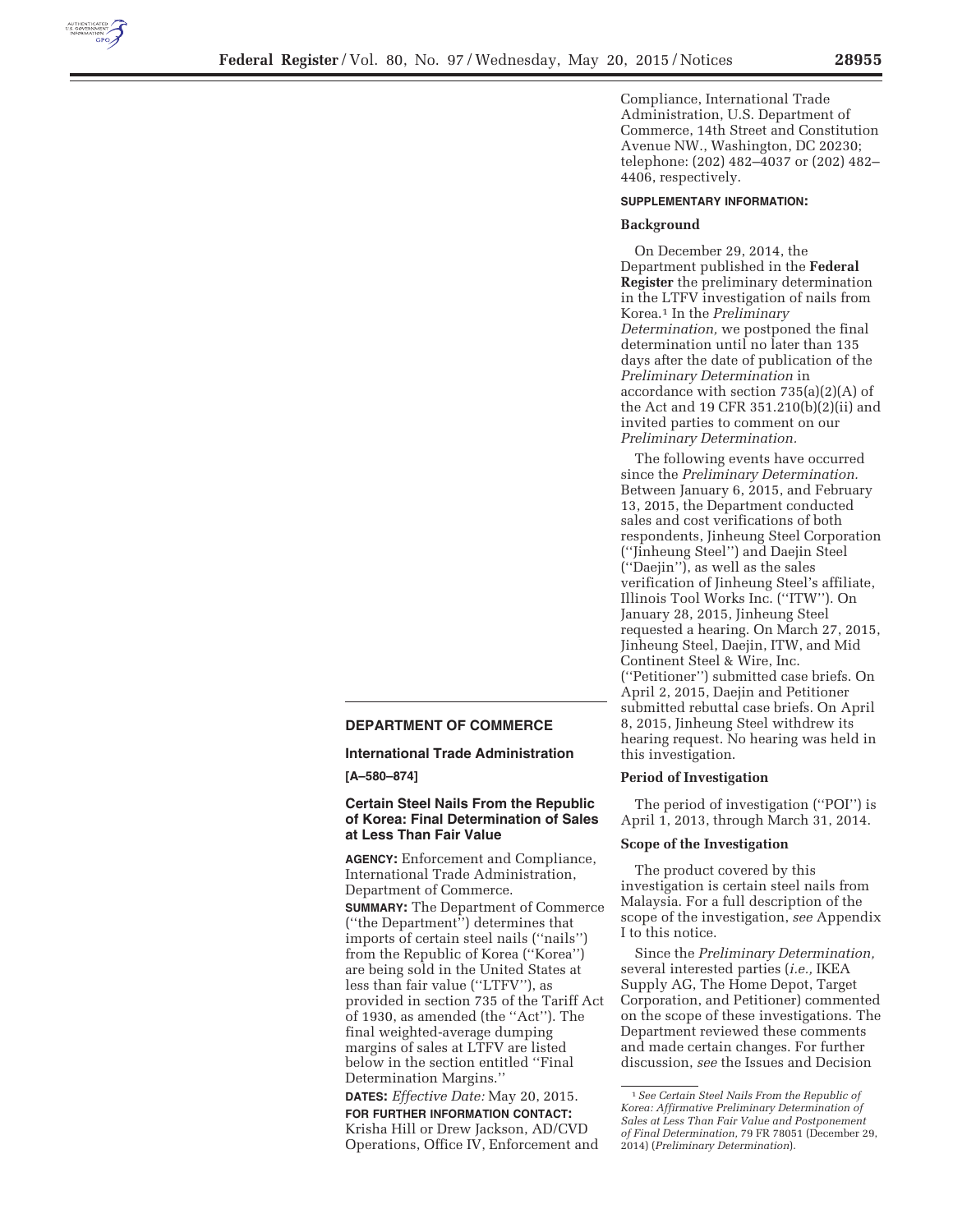## DEPARTMENT OF COMMERCE

### International Trade Administration

**[A–580–874]**

### Certain Steel Nails From the Republic of Korea: Final Determination of Sales at Less Than Fair Value

**AGENCY:** Enforcement and Compliance, International Trade Administration, Department of Commerce.

**SUMMARY:** The Department of Commerce (''the Department'') determines that imports of certain steel nails (''nails'') from the Republic of Korea (''Korea'') are being sold in the United States at less than fair value (''LTFV''), as provided in section 735 of the Tariff Act of 1930, as amended (the ''Act''). The final weighted-average dumping margins of sales at LTFV are listed below in the section entitled ''Final Determination Margins.''

**DATES:** *Effective Date:* May 20, 2015.

**FOR FURTHER INFORMATION CONTACT:** Krisha Hill or Drew Jackson, AD/CVD Operations, Office IV, Enforcement and Compliance, International Trade Administration, U.S. Department of Commerce, 14th Street and Constitution Avenue NW., Washington, DC 20230; telephone: (202) 482–4037 or (202) 482–4406, respectively.

**SUPPLEMENTARY INFORMATION:**

#### Background

On December 29, 2014, the Department published in the **Federal Register** the preliminary determination in the LTFV investigation of nails from Korea.[1] In the *Preliminary Determination,* we postponed the final determination until no later than 135 days after the date of publication of the *Preliminary Determination* in accordance with section 735(a)(2)(A) of the Act and 19 CFR 351.210(b)(2)(ii) and invited parties to comment on our *Preliminary Determination.*

The following events have occurred since the *Preliminary Determination.* Between January 6, 2015, and February 13, 2015, the Department conducted sales and cost verifications of both respondents, Jinheung Steel Corporation (''Jinheung Steel'') and Daejin Steel (''Daejin''), as well as the sales verification of Jinheung Steel's affiliate, Illinois Tool Works Inc. (''ITW''). On January 28, 2015, Jinheung Steel requested a hearing. On March 27, 2015, Jinheung Steel, Daejin, ITW, and Mid Continent Steel & Wire, Inc. (''Petitioner'') submitted case briefs. On April 2, 2015, Daejin and Petitioner submitted rebuttal case briefs. On April 8, 2015, Jinheung Steel withdrew its hearing request. No hearing was held in this investigation.

#### Period of Investigation

The period of investigation (''POI'') is April 1, 2013, through March 31, 2014.

#### Scope of the Investigation

The product covered by this investigation is certain steel nails from Malaysia. For a full description of the scope of the investigation, *see* Appendix I to this notice.

Since the *Preliminary Determination,* several interested parties (*i.e.,* IKEA Supply AG, The Home Depot, Target Corporation, and Petitioner) commented on the scope of these investigations. The Department reviewed these comments and made certain changes. For further discussion, *see* the Issues and Decision

[1] *See Certain Steel Nails From the Republic of Korea: Affirmative Preliminary Determination of Sales at Less Than Fair Value and Postponement of Final Determination,* 79 FR 78051 (December 29, 2014) (*Preliminary Determination*).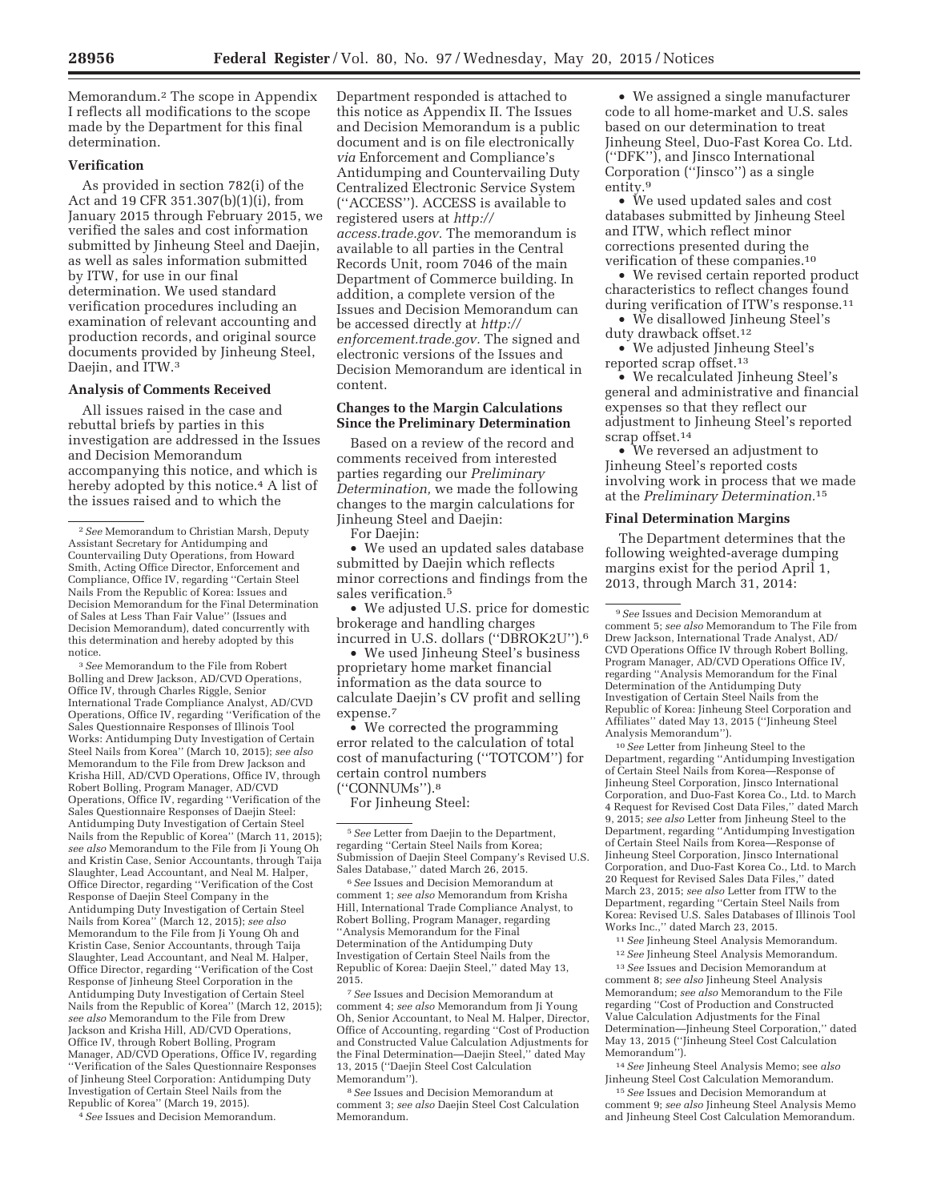Memorandum.[2] The scope in Appendix I reflects all modifications to the scope made by the Department for this final determination.

### Verification

As provided in section 782(i) of the Act and 19 CFR 351.307(b)(1)(i), from January 2015 through February 2015, we verified the sales and cost information submitted by Jinheung Steel and Daejin, as well as sales information submitted by ITW, for use in our final determination. We used standard verification procedures including an examination of relevant accounting and production records, and original source documents provided by Jinheung Steel, Daejin, and ITW.[3]

### Analysis of Comments Received

All issues raised in the case and rebuttal briefs by parties in this investigation are addressed in the Issues and Decision Memorandum accompanying this notice, and which is hereby adopted by this notice.[4] A list of the issues raised and to which the Department responded is attached to this notice as Appendix II. The Issues and Decision Memorandum is a public document and is on file electronically *via* Enforcement and Compliance's Antidumping and Countervailing Duty Centralized Electronic Service System (''ACCESS''). ACCESS is available to registered users at *http://access.trade.gov.* The memorandum is available to all parties in the Central Records Unit, room 7046 of the main Department of Commerce building. In addition, a complete version of the Issues and Decision Memorandum can be accessed directly at *http://enforcement.trade.gov.* The signed and electronic versions of the Issues and Decision Memorandum are identical in content.

### Changes to the Margin Calculations Since the Preliminary Determination

Based on a review of the record and comments received from interested parties regarding our *Preliminary Determination,* we made the following changes to the margin calculations for Jinheung Steel and Daejin:

For Daejin:

- We used an updated sales database submitted by Daejin which reflects minor corrections and findings from the sales verification.[5]
- We adjusted U.S. price for domestic brokerage and handling charges incurred in U.S. dollars (''DBROK2U'').[6]
- We used Jinheung Steel's business proprietary home market financial information as the data source to calculate Daejin's CV profit and selling expense.[7]
- We corrected the programming error related to the calculation of total cost of manufacturing (''TOTCOM'') for certain control numbers (''CONNUMs'').[8]

For Jinheung Steel:

- We assigned a single manufacturer code to all home-market and U.S. sales based on our determination to treat Jinheung Steel, Duo-Fast Korea Co. Ltd. (''DFK''), and Jinsco International Corporation (''Jinsco'') as a single entity.[9]
- We used updated sales and cost databases submitted by Jinheung Steel and ITW, which reflect minor corrections presented during the verification of these companies.[10]
- We revised certain reported product characteristics to reflect changes found during verification of ITW's response.[11]
- We disallowed Jinheung Steel's duty drawback offset.[12]
- We adjusted Jinheung Steel's reported scrap offset.[13]
- We recalculated Jinheung Steel's general and administrative and financial expenses so that they reflect our adjustment to Jinheung Steel's reported scrap offset.[14]
- We reversed an adjustment to Jinheung Steel's reported costs involving work in process that we made at the *Preliminary Determination.*[15]

### Final Determination Margins

The Department determines that the following weighted-average dumping margins exist for the period April 1, 2013, through March 31, 2014:

---

[2] *See* Memorandum to Christian Marsh, Deputy Assistant Secretary for Antidumping and Countervailing Duty Operations, from Howard Smith, Acting Office Director, Enforcement and Compliance, Office IV, regarding ''Certain Steel Nails From the Republic of Korea: Issues and Decision Memorandum for the Final Determination of Sales at Less Than Fair Value'' (Issues and Decision Memorandum), dated concurrently with this determination and hereby adopted by this notice.

[3] *See* Memorandum to the File from Robert Bolling and Drew Jackson, AD/CVD Operations, Office IV, through Charles Riggle, Senior International Trade Compliance Analyst, AD/CVD Operations, Office IV, regarding ''Verification of the Sales Questionnaire Responses of Illinois Tool Works: Antidumping Duty Investigation of Certain Steel Nails from Korea'' (March 10, 2015); *see also* Memorandum to the File from Drew Jackson and Krisha Hill, AD/CVD Operations, Office IV, through Robert Bolling, Program Manager, AD/CVD Operations, Office IV, regarding ''Verification of the Sales Questionnaire Responses of Daejin Steel: Antidumping Duty Investigation of Certain Steel Nails from the Republic of Korea'' (March 11, 2015); *see also* Memorandum to the File from Ji Young Oh and Kristin Case, Senior Accountants, through Taija Slaughter, Lead Accountant, and Neal M. Halper, Office Director, regarding ''Verification of the Cost Response of Daejin Steel Company in the Antidumping Duty Investigation of Certain Steel Nails from Korea'' (March 12, 2015); *see also* Memorandum to the File from Ji Young Oh and Kristin Case, Senior Accountants, through Taija Slaughter, Lead Accountant, and Neal M. Halper, Office Director, regarding ''Verification of the Cost Response of Jinheung Steel Corporation in the Antidumping Duty Investigation of Certain Steel Nails from the Republic of Korea'' (March 12, 2015); *see also* Memorandum to the File from Drew Jackson and Krisha Hill, AD/CVD Operations, Office IV, through Robert Bolling, Program Manager, AD/CVD Operations, Office IV, regarding ''Verification of the Sales Questionnaire Responses of Jinheung Steel Corporation: Antidumping Duty Investigation of Certain Steel Nails from the Republic of Korea'' (March 19, 2015).

[4] *See* Issues and Decision Memorandum.

[5] *See* Letter from Daejin to the Department, regarding ''Certain Steel Nails from Korea; Submission of Daejin Steel Company's Revised U.S. Sales Database,'' dated March 26, 2015.

[6] *See* Issues and Decision Memorandum at comment 1; *see also* Memorandum from Krisha Hill, International Trade Compliance Analyst, to Robert Bolling, Program Manager, regarding ''Analysis Memorandum for the Final Determination of the Antidumping Duty Investigation of Certain Steel Nails from the Republic of Korea: Daejin Steel,'' dated May 13, 2015.

[7] *See* Issues and Decision Memorandum at comment 4; *see also* Memorandum from Ji Young Oh, Senior Accountant, to Neal M. Halper, Director, Office of Accounting, regarding ''Cost of Production and Constructed Value Calculation Adjustments for the Final Determination—Daejin Steel,'' dated May 13, 2015 (''Daejin Steel Cost Calculation Memorandum'').

[8] *See* Issues and Decision Memorandum at comment 3; *see also* Daejin Steel Cost Calculation Memorandum.

[9] *See* Issues and Decision Memorandum at comment 5; *see also* Memorandum to The File from Drew Jackson, International Trade Analyst, AD/CVD Operations Office IV through Robert Bolling, Program Manager, AD/CVD Operations Office IV, regarding ''Analysis Memorandum for the Final Determination of the Antidumping Duty Investigation of Certain Steel Nails from the Republic of Korea: Jinheung Steel Corporation and Affiliates'' dated May 13, 2015 (''Jinheung Steel Analysis Memorandum'').

[10] *See* Letter from Jinheung Steel to the Department, regarding ''Antidumping Investigation of Certain Steel Nails from Korea—Response of Jinheung Steel Corporation, Jinsco International Corporation, and Duo-Fast Korea Co., Ltd. to March 4 Request for Revised Cost Data Files,'' dated March 9, 2015; *see also* Letter from Jinheung Steel to the Department, regarding ''Antidumping Investigation of Certain Steel Nails from Korea—Response of Jinheung Steel Corporation, Jinsco International Corporation, and Duo-Fast Korea Co., Ltd. to March 20 Request for Revised Sales Data Files,'' dated March 23, 2015; *see also* Letter from ITW to the Department, regarding ''Certain Steel Nails from Korea: Revised U.S. Sales Databases of Illinois Tool Works Inc.,'' dated March 23, 2015.

[11] *See* Jinheung Steel Analysis Memorandum.

[12] *See* Jinheung Steel Analysis Memorandum.

[13] *See* Issues and Decision Memorandum at comment 8; *see also* Jinheung Steel Analysis Memorandum; *see also* Memorandum to the File regarding ''Cost of Production and Constructed Value Calculation Adjustments for the Final Determination—Jinheung Steel Corporation,'' dated May 13, 2015 (''Jinheung Steel Cost Calculation Memorandum'').

[14] *See* Jinheung Steel Analysis Memo; see *also* Jinheung Steel Cost Calculation Memorandum.

[15] *See* Issues and Decision Memorandum at comment 9; *see also* Jinheung Steel Analysis Memo and Jinheung Steel Cost Calculation Memorandum.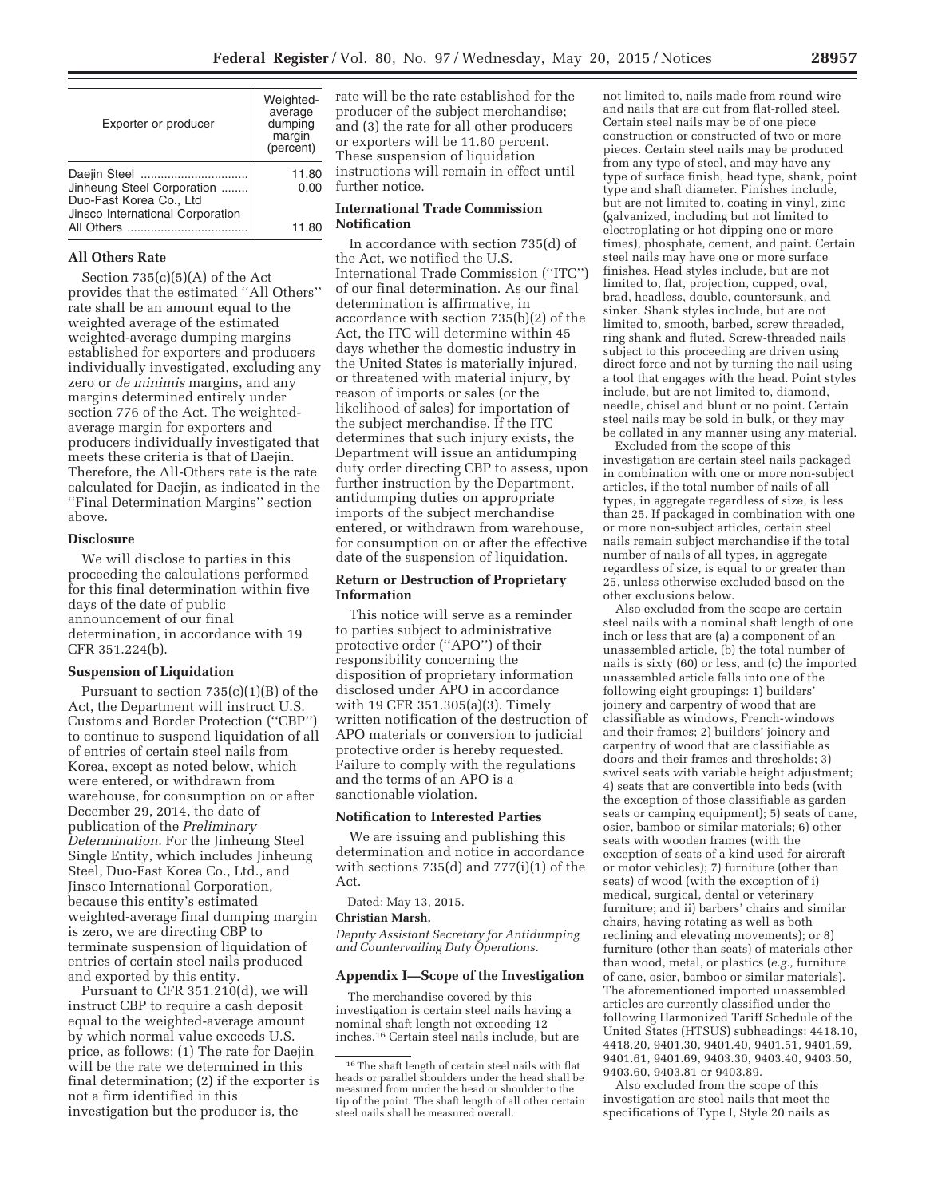| Exporter or producer | Weighted-average dumping margin (percent) |
| --- | --- |
| Daejin Steel | 11.80 |
| Jinheung Steel Corporation Duo-Fast Korea Co., Ltd Jinsco International Corporation | 0.00 |
| All Others | 11.80 |

### All Others Rate

Section 735(c)(5)(A) of the Act provides that the estimated ''All Others'' rate shall be an amount equal to the weighted average of the estimated weighted-average dumping margins established for exporters and producers individually investigated, excluding any zero or *de minimis* margins, and any margins determined entirely under section 776 of the Act. The weighted-average margin for exporters and producers individually investigated that meets these criteria is that of Daejin. Therefore, the All-Others rate is the rate calculated for Daejin, as indicated in the ''Final Determination Margins'' section above.

### Disclosure

We will disclose to parties in this proceeding the calculations performed for this final determination within five days of the date of public announcement of our final determination, in accordance with 19 CFR 351.224(b).

### Suspension of Liquidation

Pursuant to section 735(c)(1)(B) of the Act, the Department will instruct U.S. Customs and Border Protection (''CBP'') to continue to suspend liquidation of all of entries of certain steel nails from Korea, except as noted below, which were entered, or withdrawn from warehouse, for consumption on or after December 29, 2014, the date of publication of the *Preliminary Determination.* For the Jinheung Steel Single Entity, which includes Jinheung Steel, Duo-Fast Korea Co., Ltd., and Jinsco International Corporation, because this entity's estimated weighted-average final dumping margin is zero, we are directing CBP to terminate suspension of liquidation of entries of certain steel nails produced and exported by this entity.

Pursuant to CFR 351.210(d), we will instruct CBP to require a cash deposit equal to the weighted-average amount by which normal value exceeds U.S. price, as follows: (1) The rate for Daejin will be the rate we determined in this final determination; (2) if the exporter is not a firm identified in this investigation but the producer is, the rate will be the rate established for the producer of the subject merchandise; and (3) the rate for all other producers or exporters will be 11.80 percent. These suspension of liquidation instructions will remain in effect until further notice.

### International Trade Commission Notification

In accordance with section 735(d) of the Act, we notified the U.S. International Trade Commission (''ITC'') of our final determination. As our final determination is affirmative, in accordance with section 735(b)(2) of the Act, the ITC will determine within 45 days whether the domestic industry in the United States is materially injured, or threatened with material injury, by reason of imports or sales (or the likelihood of sales) for importation of the subject merchandise. If the ITC determines that such injury exists, the Department will issue an antidumping duty order directing CBP to assess, upon further instruction by the Department, antidumping duties on appropriate imports of the subject merchandise entered, or withdrawn from warehouse, for consumption on or after the effective date of the suspension of liquidation.

### Return or Destruction of Proprietary Information

This notice will serve as a reminder to parties subject to administrative protective order (''APO'') of their responsibility concerning the disposition of proprietary information disclosed under APO in accordance with 19 CFR 351.305(a)(3). Timely written notification of the destruction of APO materials or conversion to judicial protective order is hereby requested. Failure to comply with the regulations and the terms of an APO is a sanctionable violation.

### Notification to Interested Parties

We are issuing and publishing this determination and notice in accordance with sections 735(d) and 777(i)(1) of the Act.

Dated: May 13, 2015.

**Christian Marsh,**

*Deputy Assistant Secretary for Antidumping and Countervailing Duty Operations.*

## Appendix I—Scope of the Investigation

The merchandise covered by this investigation is certain steel nails having a nominal shaft length not exceeding 12 inches.[16] Certain steel nails include, but are not limited to, nails made from round wire and nails that are cut from flat-rolled steel. Certain steel nails may be of one piece construction or constructed of two or more pieces. Certain steel nails may be produced from any type of steel, and may have any type of surface finish, head type, shank, point type and shaft diameter. Finishes include, but are not limited to, coating in vinyl, zinc (galvanized, including but not limited to electroplating or hot dipping one or more times), phosphate, cement, and paint. Certain steel nails may have one or more surface finishes. Head styles include, but are not limited to, flat, projection, cupped, oval, brad, headless, double, countersunk, and sinker. Shank styles include, but are not limited to, smooth, barbed, screw threaded, ring shank and fluted. Screw-threaded nails subject to this proceeding are driven using direct force and not by turning the nail using a tool that engages with the head. Point styles include, but are not limited to, diamond, needle, chisel and blunt or no point. Certain steel nails may be sold in bulk, or they may be collated in any manner using any material.

Excluded from the scope of this investigation are certain steel nails packaged in combination with one or more non-subject articles, if the total number of nails of all types, in aggregate regardless of size, is less than 25. If packaged in combination with one or more non-subject articles, certain steel nails remain subject merchandise if the total number of nails of all types, in aggregate regardless of size, is equal to or greater than 25, unless otherwise excluded based on the other exclusions below.

Also excluded from the scope are certain steel nails with a nominal shaft length of one inch or less that are (a) a component of an unassembled article, (b) the total number of nails is sixty (60) or less, and (c) the imported unassembled article falls into one of the following eight groupings: 1) builders' joinery and carpentry of wood that are classifiable as windows, French-windows and their frames; 2) builders' joinery and carpentry of wood that are classifiable as doors and their frames and thresholds; 3) swivel seats with variable height adjustment; 4) seats that are convertible into beds (with the exception of those classifiable as garden seats or camping equipment); 5) seats of cane, osier, bamboo or similar materials; 6) other seats with wooden frames (with the exception of seats of a kind used for aircraft or motor vehicles); 7) furniture (other than seats) of wood (with the exception of i) medical, surgical, dental or veterinary furniture; and ii) barbers' chairs and similar chairs, having rotating as well as both reclining and elevating movements); or 8) furniture (other than seats) of materials other than wood, metal, or plastics (*e.g.,* furniture of cane, osier, bamboo or similar materials). The aforementioned imported unassembled articles are currently classified under the following Harmonized Tariff Schedule of the United States (HTSUS) subheadings: 4418.10, 4418.20, 9401.30, 9401.40, 9401.51, 9401.59, 9401.61, 9401.69, 9403.30, 9403.40, 9403.50, 9403.60, 9403.81 or 9403.89.

Also excluded from the scope of this investigation are steel nails that meet the specifications of Type I, Style 20 nails as

[16] The shaft length of certain steel nails with flat heads or parallel shoulders under the head shall be measured from under the head or shoulder to the tip of the point. The shaft length of all other certain steel nails shall be measured overall.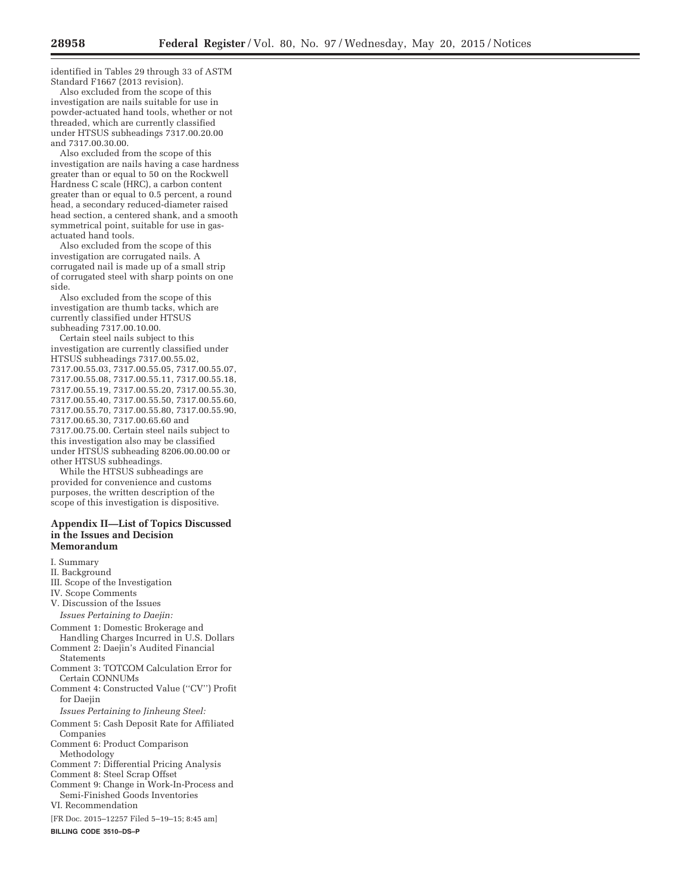identified in Tables 29 through 33 of ASTM Standard F1667 (2013 revision).

Also excluded from the scope of this investigation are nails suitable for use in powder-actuated hand tools, whether or not threaded, which are currently classified under HTSUS subheadings 7317.00.20.00 and 7317.00.30.00.

Also excluded from the scope of this investigation are nails having a case hardness greater than or equal to 50 on the Rockwell Hardness C scale (HRC), a carbon content greater than or equal to 0.5 percent, a round head, a secondary reduced-diameter raised head section, a centered shank, and a smooth symmetrical point, suitable for use in gas-actuated hand tools.

Also excluded from the scope of this investigation are corrugated nails. A corrugated nail is made up of a small strip of corrugated steel with sharp points on one side.

Also excluded from the scope of this investigation are thumb tacks, which are currently classified under HTSUS subheading 7317.00.10.00.

Certain steel nails subject to this investigation are currently classified under HTSUS subheadings 7317.00.55.02, 7317.00.55.03, 7317.00.55.05, 7317.00.55.07, 7317.00.55.08, 7317.00.55.11, 7317.00.55.18, 7317.00.55.19, 7317.00.55.20, 7317.00.55.30, 7317.00.55.40, 7317.00.55.50, 7317.00.55.60, 7317.00.55.70, 7317.00.55.80, 7317.00.55.90, 7317.00.65.30, 7317.00.65.60 and 7317.00.75.00. Certain steel nails subject to this investigation also may be classified under HTSUS subheading 8206.00.00.00 or other HTSUS subheadings.

While the HTSUS subheadings are provided for convenience and customs purposes, the written description of the scope of this investigation is dispositive.

## Appendix II—List of Topics Discussed in the Issues and Decision Memorandum

I. Summary
II. Background
III. Scope of the Investigation
IV. Scope Comments
V. Discussion of the Issues

*Issues Pertaining to Daejin:*

Comment 1: Domestic Brokerage and Handling Charges Incurred in U.S. Dollars
Comment 2: Daejin's Audited Financial Statements
Comment 3: TOTCOM Calculation Error for Certain CONNUMs
Comment 4: Constructed Value ("CV") Profit for Daejin

*Issues Pertaining to Jinheung Steel:*

Comment 5: Cash Deposit Rate for Affiliated Companies
Comment 6: Product Comparison Methodology
Comment 7: Differential Pricing Analysis
Comment 8: Steel Scrap Offset
Comment 9: Change in Work-In-Process and Semi-Finished Goods Inventories

VI. Recommendation

[FR Doc. 2015–12257 Filed 5–19–15; 8:45 am]

**BILLING CODE 3510–DS–P**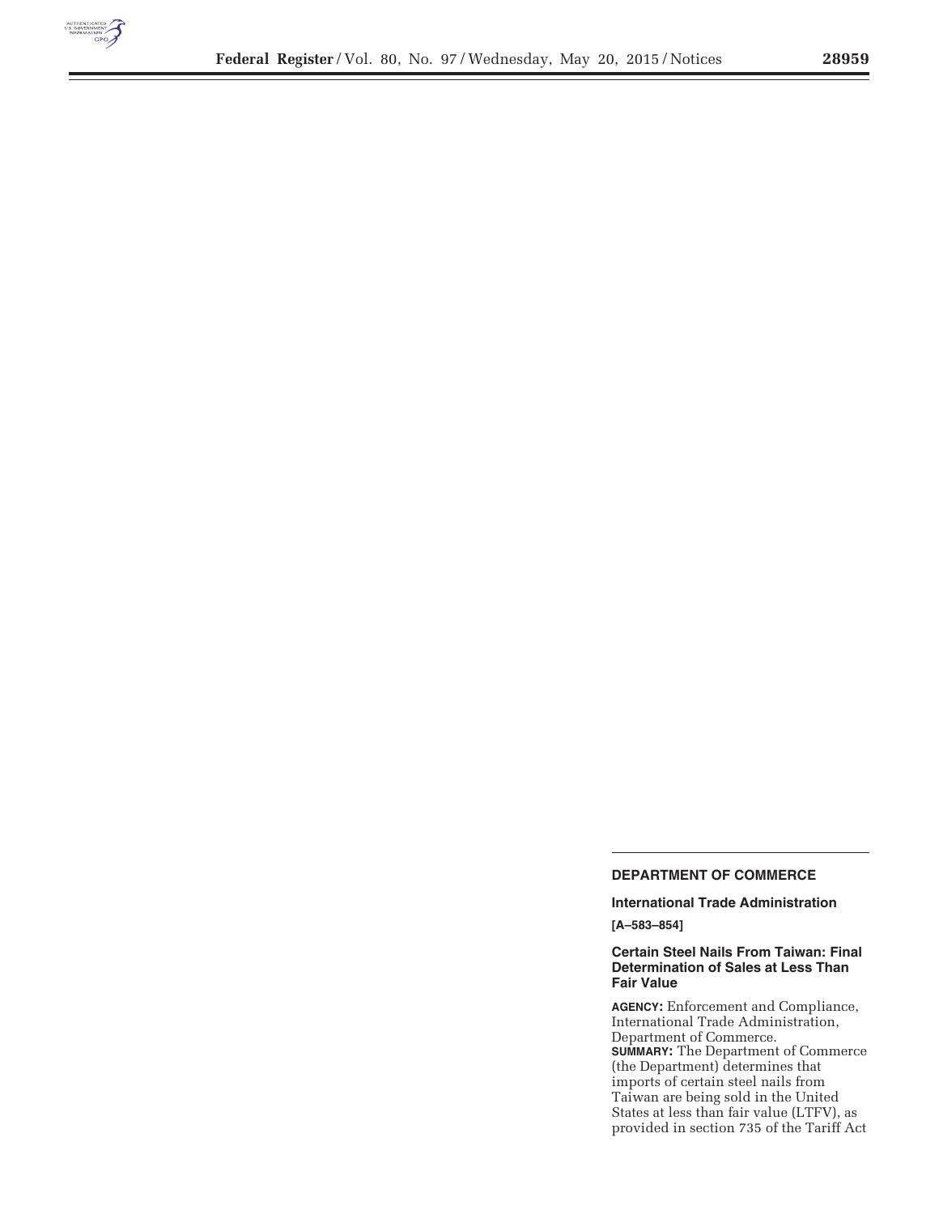## DEPARTMENT OF COMMERCE

### International Trade Administration

**[A–583–854]**

### Certain Steel Nails From Taiwan: Final Determination of Sales at Less Than Fair Value

**AGENCY:** Enforcement and Compliance, International Trade Administration, Department of Commerce.

**SUMMARY:** The Department of Commerce (the Department) determines that imports of certain steel nails from Taiwan are being sold in the United States at less than fair value (LTFV), as provided in section 735 of the Tariff Act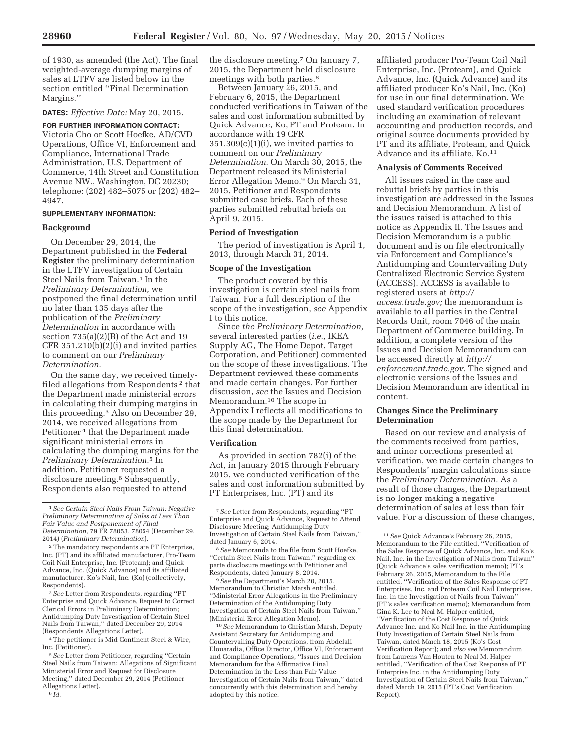of 1930, as amended (the Act). The final weighted-average dumping margins of sales at LTFV are listed below in the section entitled "Final Determination Margins."

**DATES:** *Effective Date:* May 20, 2015.

**FOR FURTHER INFORMATION CONTACT:** Victoria Cho or Scott Hoefke, AD/CVD Operations, Office VI, Enforcement and Compliance, International Trade Administration, U.S. Department of Commerce, 14th Street and Constitution Avenue NW., Washington, DC 20230; telephone: (202) 482–5075 or (202) 482–4947.

**SUPPLEMENTARY INFORMATION:**

**Background**

On December 29, 2014, the Department published in the **Federal Register** the preliminary determination in the LTFV investigation of Certain Steel Nails from Taiwan.[1] In the *Preliminary Determination,* we postponed the final determination until no later than 135 days after the publication of the *Preliminary Determination* in accordance with section 735(a)(2)(B) of the Act and 19 CFR 351.210(b)(2)(i) and invited parties to comment on our *Preliminary Determination.*

On the same day, we received timely-filed allegations from Respondents [2] that the Department made ministerial errors in calculating their dumping margins in this proceeding.[3] Also on December 29, 2014, we received allegations from Petitioner [4] that the Department made significant ministerial errors in calculating the dumping margins for the *Preliminary Determination.*[5] In addition, Petitioner requested a disclosure meeting.[6] Subsequently, Respondents also requested to attend the disclosure meeting.[7] On January 7, 2015, the Department held disclosure meetings with both parties.[8]

Between January 26, 2015, and February 6, 2015, the Department conducted verifications in Taiwan of the sales and cost information submitted by Quick Advance, Ko, PT and Proteam. In accordance with 19 CFR 351.309(c)(1)(i), we invited parties to comment on our *Preliminary Determination.* On March 30, 2015, the Department released its Ministerial Error Allegation Memo.[9] On March 31, 2015, Petitioner and Respondents submitted case briefs. Each of these parties submitted rebuttal briefs on April 9, 2015.

**Period of Investigation**

The period of investigation is April 1, 2013, through March 31, 2014.

**Scope of the Investigation**

The product covered by this investigation is certain steel nails from Taiwan. For a full description of the scope of the investigation, *see* Appendix I to this notice.

Since *the Preliminary Determination,* several interested parties (*i.e.,* IKEA Supply AG, The Home Depot, Target Corporation, and Petitioner) commented on the scope of these investigations. The Department reviewed these comments and made certain changes. For further discussion, *see* the Issues and Decision Memorandum.[10] The scope in Appendix I reflects all modifications to the scope made by the Department for this final determination.

**Verification**

As provided in section 782(i) of the Act, in January 2015 through February 2015, we conducted verification of the sales and cost information submitted by PT Enterprises, Inc. (PT) and its affiliated producer Pro-Team Coil Nail Enterprise, Inc. (Proteam), and Quick Advance, Inc. (Quick Advance) and its affiliated producer Ko's Nail, Inc. (Ko) for use in our final determination. We used standard verification procedures including an examination of relevant accounting and production records, and original source documents provided by PT and its affiliate, Proteam, and Quick Advance and its affiliate, Ko.[11]

**Analysis of Comments Received**

All issues raised in the case and rebuttal briefs by parties in this investigation are addressed in the Issues and Decision Memorandum. A list of the issues raised is attached to this notice as Appendix II. The Issues and Decision Memorandum is a public document and is on file electronically via Enforcement and Compliance's Antidumping and Countervailing Duty Centralized Electronic Service System (ACCESS). ACCESS is available to registered users at *http://access.trade.gov;* the memorandum is available to all parties in the Central Records Unit, room 7046 of the main Department of Commerce building. In addition, a complete version of the Issues and Decision Memorandum can be accessed directly at *http://enforcement.trade.gov.* The signed and electronic versions of the Issues and Decision Memorandum are identical in content.

**Changes Since the Preliminary Determination**

Based on our review and analysis of the comments received from parties, and minor corrections presented at verification, we made certain changes to Respondents' margin calculations since the *Preliminary Determination.* As a result of those changes, the Department is no longer making a negative determination of sales at less than fair value. For a discussion of these changes,

---

[1] *See Certain Steel Nails From Taiwan: Negative Preliminary Determination of Sales at Less Than Fair Value and Postponement of Final Determination,* 79 FR 78053, 78054 (December 29, 2014) (*Preliminary Determination*).

[2] The mandatory respondents are PT Enterprise, Inc. (PT) and its affiliated manufacturer, Pro-Team Coil Nail Enterprise, Inc. (Proteam); and Quick Advance, Inc. (Quick Advance) and its affiliated manufacturer, Ko's Nail, Inc. (Ko) (collectively, Respondents).

[3] *See* Letter from Respondents, regarding "PT Enterprise and Quick Advance, Request to Correct Clerical Errors in Preliminary Determination; Antidumping Duty Investigation of Certain Steel Nails from Taiwan," dated December 29, 2014 (Respondents Allegations Letter).

[4] The petitioner is Mid Continent Steel & Wire, Inc. (Petitioner).

[5] *See* Letter from Petitioner, regarding "Certain Steel Nails from Taiwan: Allegations of Significant Ministerial Error and Request for Disclosure Meeting," dated December 29, 2014 (Petitioner Allegations Letter).

[6] *Id.*

[7] *See* Letter from Respondents, regarding "PT Enterprise and Quick Advance, Request to Attend Disclosure Meeting; Antidumping Duty Investigation of Certain Steel Nails from Taiwan," dated January 6, 2014.

[8] *See* Memoranda to the file from Scott Hoefke, "Certain Steel Nails from Taiwan," regarding ex parte disclosure meetings with Petitioner and Respondents, dated January 8, 2014.

[9] *See* the Department's March 20, 2015, Memorandum to Christian Marsh entitled, "Ministerial Error Allegations in the Preliminary Determination of the Antidumping Duty Investigation of Certain Steel Nails from Taiwan," (Ministerial Error Allegation Memo).

[10] *See* Memorandum to Christian Marsh, Deputy Assistant Secretary for Antidumping and Countervailing Duty Operations, from Abdelali Elouaradia, Office Director, Office VI, Enforcement and Compliance Operations, "Issues and Decision Memorandum for the Affirmative Final Determination in the Less than Fair Value Investigation of Certain Nails from Taiwan," dated concurrently with this determination and hereby adopted by this notice.

[11] *See* Quick Advance's February 26, 2015, Memorandum to the File entitled, "Verification of the Sales Response of Quick Advance, Inc. and Ko's Nail, Inc. in the Investigation of Nails from Taiwan" (Quick Advance's sales verification memo); PT's February 26, 2015, Memorandum to the File entitled, "Verification of the Sales Response of PT Enterprises, Inc. and Proteam Coil Nail Enterprises. Inc. in the Investigation of Nails from Taiwan" (PT's sales verification memo); Memorandum from Gina K. Lee to Neal M. Halper entitled, "Verification of the Cost Response of Quick Advance Inc. and Ko Nail Inc. in the Antidumping Duty Investigation of Certain Steel Nails from Taiwan, dated March 18, 2015 (Ko's Cost Verification Report); and *also see* Memorandum from Laurens Van Houten to Neal M. Halper entitled, "Verification of the Cost Response of PT Enterprise Inc. in the Antidumping Duty Investigation of Certain Steel Nails from Taiwan," dated March 19, 2015 (PT's Cost Verification Report).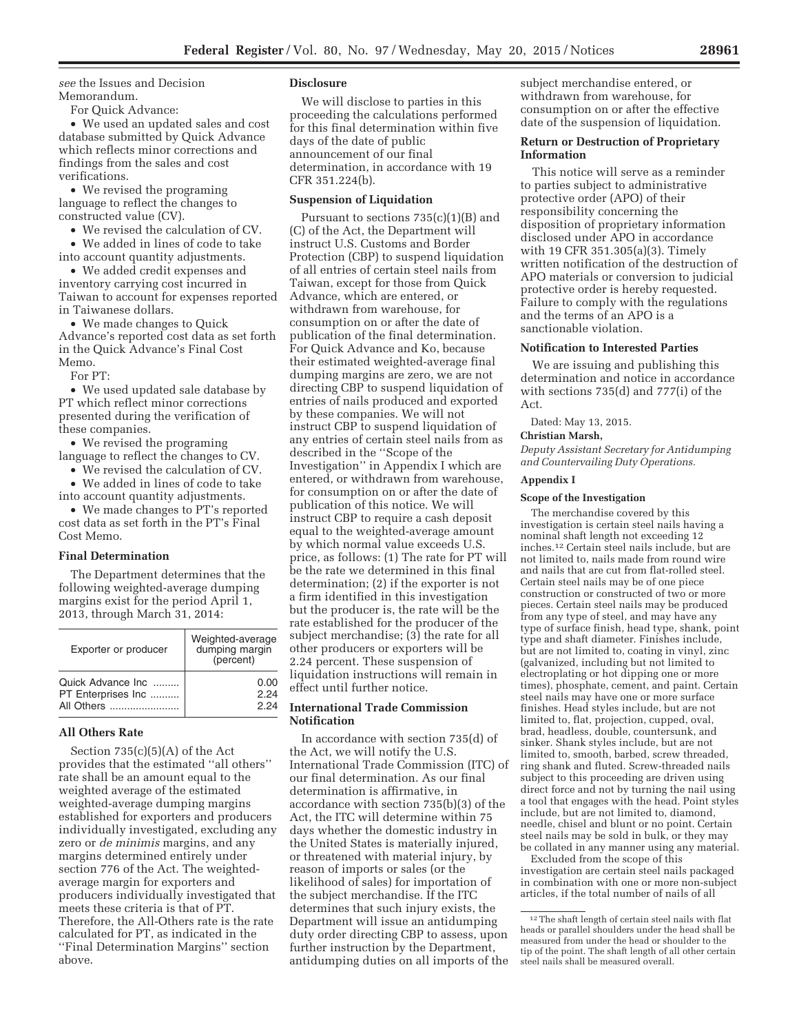*see* the Issues and Decision Memorandum.

For Quick Advance:

- We used an updated sales and cost database submitted by Quick Advance which reflects minor corrections and findings from the sales and cost verifications.
- We revised the programing language to reflect the changes to constructed value (CV).
- We revised the calculation of CV.
- We added in lines of code to take into account quantity adjustments.
- We added credit expenses and inventory carrying cost incurred in Taiwan to account for expenses reported in Taiwanese dollars.
- We made changes to Quick Advance's reported cost data as set forth in the Quick Advance's Final Cost Memo.

For PT:

- We used updated sale database by PT which reflect minor corrections presented during the verification of these companies.
- We revised the programing language to reflect the changes to CV.
- We revised the calculation of CV.
- We added in lines of code to take into account quantity adjustments.
- We made changes to PT's reported cost data as set forth in the PT's Final Cost Memo.

## Final Determination

The Department determines that the following weighted-average dumping margins exist for the period April 1, 2013, through March 31, 2014:

| Exporter or producer | Weighted-average dumping margin (percent) |
| --- | --- |
| Quick Advance Inc | 0.00 |
| PT Enterprises Inc | 2.24 |
| All Others | 2.24 |

## All Others Rate

Section 735(c)(5)(A) of the Act provides that the estimated ''all others'' rate shall be an amount equal to the weighted average of the estimated weighted-average dumping margins established for exporters and producers individually investigated, excluding any zero or *de minimis* margins, and any margins determined entirely under section 776 of the Act. The weighted-average margin for exporters and producers individually investigated that meets these criteria is that of PT. Therefore, the All-Others rate is the rate calculated for PT, as indicated in the ''Final Determination Margins'' section above.

## Disclosure

We will disclose to parties in this proceeding the calculations performed for this final determination within five days of the date of public announcement of our final determination, in accordance with 19 CFR 351.224(b).

## Suspension of Liquidation

Pursuant to sections 735(c)(1)(B) and (C) of the Act, the Department will instruct U.S. Customs and Border Protection (CBP) to suspend liquidation of all entries of certain steel nails from Taiwan, except for those from Quick Advance, which are entered, or withdrawn from warehouse, for consumption on or after the date of publication of the final determination. For Quick Advance and Ko, because their estimated weighted-average final dumping margins are zero, we are not directing CBP to suspend liquidation of entries of nails produced and exported by these companies. We will not instruct CBP to suspend liquidation of any entries of certain steel nails from as described in the ''Scope of the Investigation'' in Appendix I which are entered, or withdrawn from warehouse, for consumption on or after the date of publication of this notice. We will instruct CBP to require a cash deposit equal to the weighted-average amount by which normal value exceeds U.S. price, as follows: (1) The rate for PT will be the rate we determined in this final determination; (2) if the exporter is not a firm identified in this investigation but the producer is, the rate will be the rate established for the producer of the subject merchandise; (3) the rate for all other producers or exporters will be 2.24 percent. These suspension of liquidation instructions will remain in effect until further notice.

## International Trade Commission Notification

In accordance with section 735(d) of the Act, we will notify the U.S. International Trade Commission (ITC) of our final determination. As our final determination is affirmative, in accordance with section 735(b)(3) of the Act, the ITC will determine within 75 days whether the domestic industry in the United States is materially injured, or threatened with material injury, by reason of imports or sales (or the likelihood of sales) for importation of the subject merchandise. If the ITC determines that such injury exists, the Department will issue an antidumping duty order directing CBP to assess, upon further instruction by the Department, antidumping duties on all imports of the subject merchandise entered, or withdrawn from warehouse, for consumption on or after the effective date of the suspension of liquidation.

## Return or Destruction of Proprietary Information

This notice will serve as a reminder to parties subject to administrative protective order (APO) of their responsibility concerning the disposition of proprietary information disclosed under APO in accordance with 19 CFR 351.305(a)(3). Timely written notification of the destruction of APO materials or conversion to judicial protective order is hereby requested. Failure to comply with the regulations and the terms of an APO is a sanctionable violation.

## Notification to Interested Parties

We are issuing and publishing this determination and notice in accordance with sections 735(d) and 777(i) of the Act.

Dated: May 13, 2015.

**Christian Marsh,**

*Deputy Assistant Secretary for Antidumping and Countervailing Duty Operations.*

## Appendix I

### Scope of the Investigation

The merchandise covered by this investigation is certain steel nails having a nominal shaft length not exceeding 12 inches.[12] Certain steel nails include, but are not limited to, nails made from round wire and nails that are cut from flat-rolled steel. Certain steel nails may be of one piece construction or constructed of two or more pieces. Certain steel nails may be produced from any type of steel, and may have any type of surface finish, head type, shank, point type and shaft diameter. Finishes include, but are not limited to, coating in vinyl, zinc (galvanized, including but not limited to electroplating or hot dipping one or more times), phosphate, cement, and paint. Certain steel nails may have one or more surface finishes. Head styles include, but are not limited to, flat, projection, cupped, oval, brad, headless, double, countersunk, and sinker. Shank styles include, but are not limited to, smooth, barbed, screw threaded, ring shank and fluted. Screw-threaded nails subject to this proceeding are driven using direct force and not by turning the nail using a tool that engages with the head. Point styles include, but are not limited to, diamond, needle, chisel and blunt or no point. Certain steel nails may be sold in bulk, or they may be collated in any manner using any material.

Excluded from the scope of this investigation are certain steel nails packaged in combination with one or more non-subject articles, if the total number of nails of all

[12] The shaft length of certain steel nails with flat heads or parallel shoulders under the head shall be measured from under the head or shoulder to the tip of the point. The shaft length of all other certain steel nails shall be measured overall.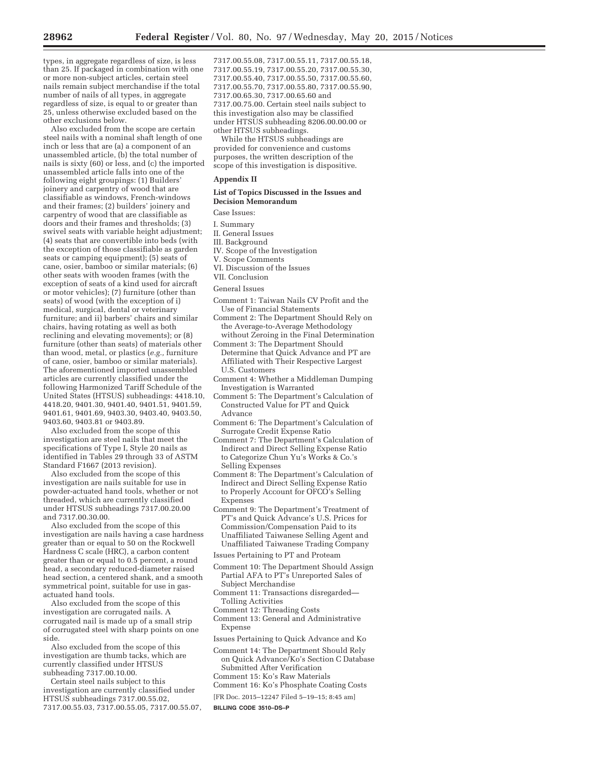types, in aggregate regardless of size, is less than 25. If packaged in combination with one or more non-subject articles, certain steel nails remain subject merchandise if the total number of nails of all types, in aggregate regardless of size, is equal to or greater than 25, unless otherwise excluded based on the other exclusions below.

Also excluded from the scope are certain steel nails with a nominal shaft length of one inch or less that are (a) a component of an unassembled article, (b) the total number of nails is sixty (60) or less, and (c) the imported unassembled article falls into one of the following eight groupings: (1) Builders' joinery and carpentry of wood that are classifiable as windows, French-windows and their frames; (2) builders' joinery and carpentry of wood that are classifiable as doors and their frames and thresholds; (3) swivel seats with variable height adjustment; (4) seats that are convertible into beds (with the exception of those classifiable as garden seats or camping equipment); (5) seats of cane, osier, bamboo or similar materials; (6) other seats with wooden frames (with the exception of seats of a kind used for aircraft or motor vehicles); (7) furniture (other than seats) of wood (with the exception of i) medical, surgical, dental or veterinary furniture; and ii) barbers' chairs and similar chairs, having rotating as well as both reclining and elevating movements); or (8) furniture (other than seats) of materials other than wood, metal, or plastics (*e.g.,* furniture of cane, osier, bamboo or similar materials). The aforementioned imported unassembled articles are currently classified under the following Harmonized Tariff Schedule of the United States (HTSUS) subheadings: 4418.10, 4418.20, 9401.30, 9401.40, 9401.51, 9401.59, 9401.61, 9401.69, 9403.30, 9403.40, 9403.50, 9403.60, 9403.81 or 9403.89.

Also excluded from the scope of this investigation are steel nails that meet the specifications of Type I, Style 20 nails as identified in Tables 29 through 33 of ASTM Standard F1667 (2013 revision).

Also excluded from the scope of this investigation are nails suitable for use in powder-actuated hand tools, whether or not threaded, which are currently classified under HTSUS subheadings 7317.00.20.00 and 7317.00.30.00.

Also excluded from the scope of this investigation are nails having a case hardness greater than or equal to 50 on the Rockwell Hardness C scale (HRC), a carbon content greater than or equal to 0.5 percent, a round head, a secondary reduced-diameter raised head section, a centered shank, and a smooth symmetrical point, suitable for use in gas-actuated hand tools.

Also excluded from the scope of this investigation are corrugated nails. A corrugated nail is made up of a small strip of corrugated steel with sharp points on one side.

Also excluded from the scope of this investigation are thumb tacks, which are currently classified under HTSUS subheading 7317.00.10.00.

Certain steel nails subject to this investigation are currently classified under HTSUS subheadings 7317.00.55.02, 7317.00.55.03, 7317.00.55.05, 7317.00.55.07, 7317.00.55.08, 7317.00.55.11, 7317.00.55.18, 7317.00.55.19, 7317.00.55.20, 7317.00.55.30, 7317.00.55.40, 7317.00.55.50, 7317.00.55.60, 7317.00.55.70, 7317.00.55.80, 7317.00.55.90, 7317.00.65.30, 7317.00.65.60 and 7317.00.75.00. Certain steel nails subject to this investigation also may be classified under HTSUS subheading 8206.00.00.00 or other HTSUS subheadings.

While the HTSUS subheadings are provided for convenience and customs purposes, the written description of the scope of this investigation is dispositive.

## Appendix II

### List of Topics Discussed in the Issues and Decision Memorandum

Case Issues:

I. Summary
II. General Issues
III. Background
IV. Scope of the Investigation
V. Scope Comments
VI. Discussion of the Issues
VII. Conclusion

General Issues

Comment 1: Taiwan Nails CV Profit and the Use of Financial Statements
Comment 2: The Department Should Rely on the Average-to-Average Methodology without Zeroing in the Final Determination
Comment 3: The Department Should Determine that Quick Advance and PT are Affiliated with Their Respective Largest U.S. Customers
Comment 4: Whether a Middleman Dumping Investigation is Warranted
Comment 5: The Department's Calculation of Constructed Value for PT and Quick Advance
Comment 6: The Department's Calculation of Surrogate Credit Expense Ratio
Comment 7: The Department's Calculation of Indirect and Direct Selling Expense Ratio to Categorize Chun Yu's Works & Co.'s Selling Expenses
Comment 8: The Department's Calculation of Indirect and Direct Selling Expense Ratio to Properly Account for OFCO's Selling Expenses
Comment 9: The Department's Treatment of PT's and Quick Advance's U.S. Prices for Commission/Compensation Paid to its Unaffiliated Taiwanese Selling Agent and Unaffiliated Taiwanese Trading Company

Issues Pertaining to PT and Proteam

Comment 10: The Department Should Assign Partial AFA to PT's Unreported Sales of Subject Merchandise
Comment 11: Transactions disregarded—Tolling Activities
Comment 12: Threading Costs
Comment 13: General and Administrative Expense

Issues Pertaining to Quick Advance and Ko

Comment 14: The Department Should Rely on Quick Advance/Ko's Section C Database Submitted After Verification
Comment 15: Ko's Raw Materials
Comment 16: Ko's Phosphate Coating Costs

[FR Doc. 2015–12247 Filed 5–19–15; 8:45 am]

BILLING CODE 3510–DS–P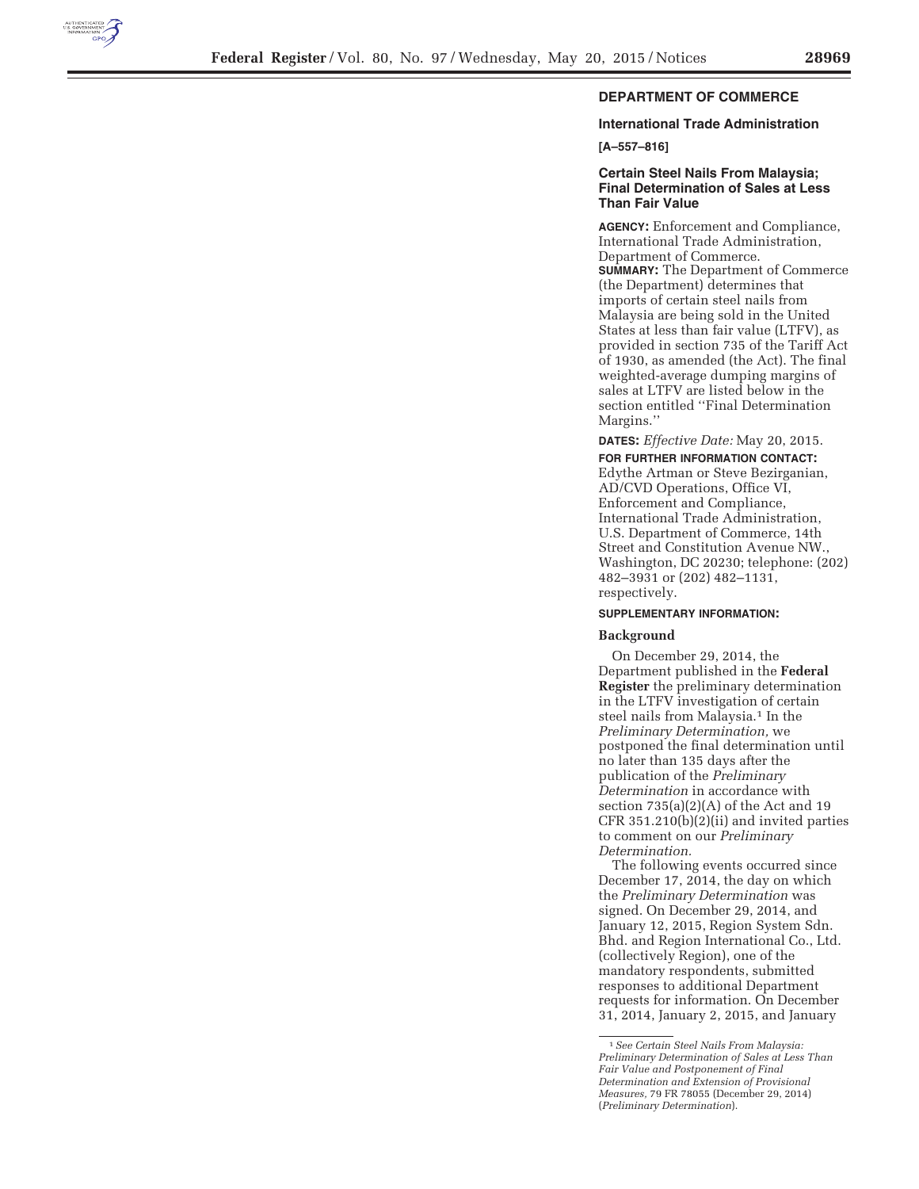## DEPARTMENT OF COMMERCE

### International Trade Administration

**[A–557–816]**

### Certain Steel Nails From Malaysia; Final Determination of Sales at Less Than Fair Value

**AGENCY:** Enforcement and Compliance, International Trade Administration, Department of Commerce.

**SUMMARY:** The Department of Commerce (the Department) determines that imports of certain steel nails from Malaysia are being sold in the United States at less than fair value (LTFV), as provided in section 735 of the Tariff Act of 1930, as amended (the Act). The final weighted-average dumping margins of sales at LTFV are listed below in the section entitled ''Final Determination Margins.''

**DATES:** *Effective Date:* May 20, 2015.

**FOR FURTHER INFORMATION CONTACT:** Edythe Artman or Steve Bezirganian, AD/CVD Operations, Office VI, Enforcement and Compliance, International Trade Administration, U.S. Department of Commerce, 14th Street and Constitution Avenue NW., Washington, DC 20230; telephone: (202) 482–3931 or (202) 482–1131, respectively.

**SUPPLEMENTARY INFORMATION:**

**Background**

On December 29, 2014, the Department published in the **Federal Register** the preliminary determination in the LTFV investigation of certain steel nails from Malaysia.[1] In the *Preliminary Determination,* we postponed the final determination until no later than 135 days after the publication of the *Preliminary Determination* in accordance with section 735(a)(2)(A) of the Act and 19 CFR 351.210(b)(2)(ii) and invited parties to comment on our *Preliminary Determination.*

The following events occurred since December 17, 2014, the day on which the *Preliminary Determination* was signed. On December 29, 2014, and January 12, 2015, Region System Sdn. Bhd. and Region International Co., Ltd. (collectively Region), one of the mandatory respondents, submitted responses to additional Department requests for information. On December 31, 2014, January 2, 2015, and January

[1] *See Certain Steel Nails From Malaysia: Preliminary Determination of Sales at Less Than Fair Value and Postponement of Final Determination and Extension of Provisional Measures*, 79 FR 78055 (December 29, 2014) (*Preliminary Determination*).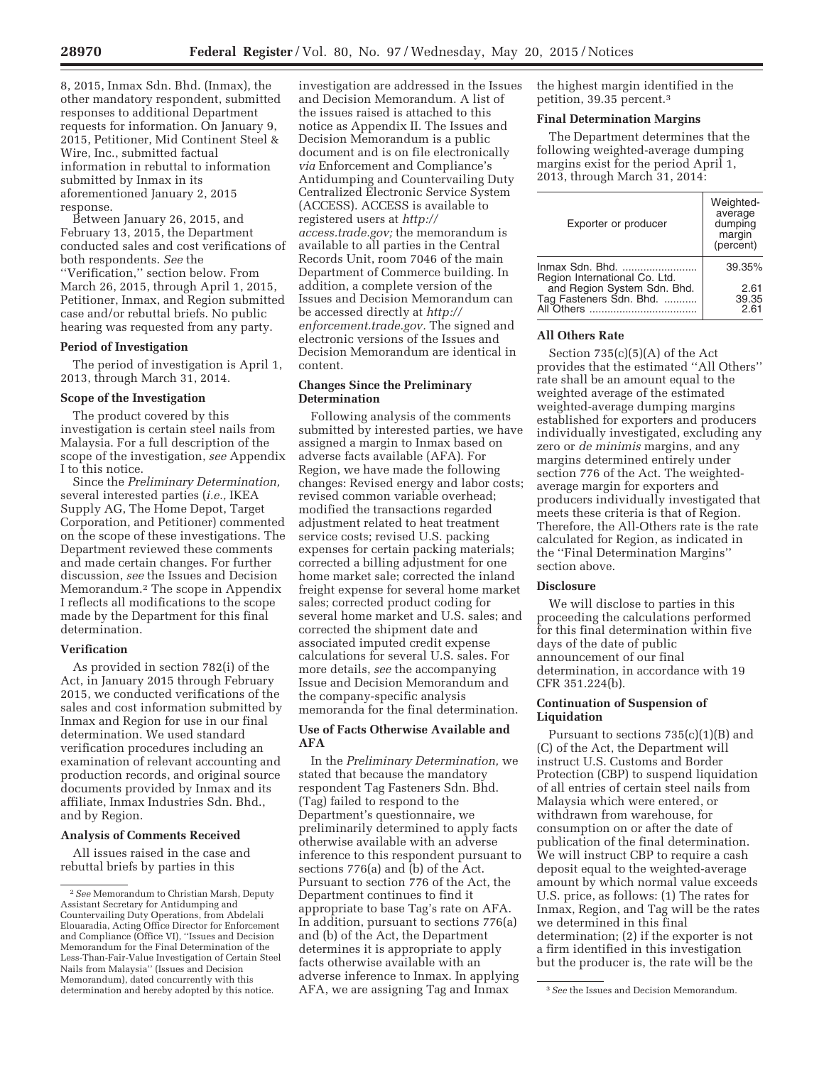8, 2015, Inmax Sdn. Bhd. (Inmax), the other mandatory respondent, submitted responses to additional Department requests for information. On January 9, 2015, Petitioner, Mid Continent Steel & Wire, Inc., submitted factual information in rebuttal to information submitted by Inmax in its aforementioned January 2, 2015 response.

Between January 26, 2015, and February 13, 2015, the Department conducted sales and cost verifications of both respondents. *See* the ''Verification,'' section below. From March 26, 2015, through April 1, 2015, Petitioner, Inmax, and Region submitted case and/or rebuttal briefs. No public hearing was requested from any party.

## Period of Investigation

The period of investigation is April 1, 2013, through March 31, 2014.

## Scope of the Investigation

The product covered by this investigation is certain steel nails from Malaysia. For a full description of the scope of the investigation, *see* Appendix I to this notice.

Since the *Preliminary Determination,* several interested parties (*i.e.,* IKEA Supply AG, The Home Depot, Target Corporation, and Petitioner) commented on the scope of these investigations. The Department reviewed these comments and made certain changes. For further discussion, *see* the Issues and Decision Memorandum.[2] The scope in Appendix I reflects all modifications to the scope made by the Department for this final determination.

## Verification

As provided in section 782(i) of the Act, in January 2015 through February 2015, we conducted verifications of the sales and cost information submitted by Inmax and Region for use in our final determination. We used standard verification procedures including an examination of relevant accounting and production records, and original source documents provided by Inmax and its affiliate, Inmax Industries Sdn. Bhd., and by Region.

## Analysis of Comments Received

All issues raised in the case and rebuttal briefs by parties in this investigation are addressed in the Issues and Decision Memorandum. A list of the issues raised is attached to this notice as Appendix II. The Issues and Decision Memorandum is a public document and is on file electronically *via* Enforcement and Compliance's Antidumping and Countervailing Duty Centralized Electronic Service System (ACCESS). ACCESS is available to registered users at *http://access.trade.gov;* the memorandum is available to all parties in the Central Records Unit, room 7046 of the main Department of Commerce building. In addition, a complete version of the Issues and Decision Memorandum can be accessed directly at *http://enforcement.trade.gov.* The signed and electronic versions of the Issues and Decision Memorandum are identical in content.

## Changes Since the Preliminary Determination

Following analysis of the comments submitted by interested parties, we have assigned a margin to Inmax based on adverse facts available (AFA). For Region, we have made the following changes: Revised energy and labor costs; revised common variable overhead; modified the transactions regarded adjustment related to heat treatment service costs; revised U.S. packing expenses for certain packing materials; corrected a billing adjustment for one home market sale; corrected the inland freight expense for several home market sales; corrected product coding for several home market and U.S. sales; and corrected the shipment date and associated imputed credit expense calculations for several U.S. sales. For more details, *see* the accompanying Issue and Decision Memorandum and the company-specific analysis memoranda for the final determination.

## Use of Facts Otherwise Available and AFA

In the *Preliminary Determination,* we stated that because the mandatory respondent Tag Fasteners Sdn. Bhd. (Tag) failed to respond to the Department's questionnaire, we preliminarily determined to apply facts otherwise available with an adverse inference to this respondent pursuant to sections 776(a) and (b) of the Act. Pursuant to section 776 of the Act, the Department continues to find it appropriate to base Tag's rate on AFA. In addition, pursuant to sections 776(a) and (b) of the Act, the Department determines it is appropriate to apply facts otherwise available with an adverse inference to Inmax. In applying AFA, we are assigning Tag and Inmax the highest margin identified in the petition, 39.35 percent.[3]

## Final Determination Margins

The Department determines that the following weighted-average dumping margins exist for the period April 1, 2013, through March 31, 2014:

| Exporter or producer | Weighted-average dumping margin (percent) |
|---|---|
| Inmax Sdn. Bhd. | 39.35% |
| Region International Co. Ltd. and Region System Sdn. Bhd. | 2.61 |
| Tag Fasteners Sdn. Bhd. | 39.35 |
| All Others | 2.61 |

## All Others Rate

Section 735(c)(5)(A) of the Act provides that the estimated ''All Others'' rate shall be an amount equal to the weighted average of the estimated weighted-average dumping margins established for exporters and producers individually investigated, excluding any zero or *de minimis* margins, and any margins determined entirely under section 776 of the Act. The weighted-average margin for exporters and producers individually investigated that meets these criteria is that of Region. Therefore, the All-Others rate is the rate calculated for Region, as indicated in the ''Final Determination Margins'' section above.

## Disclosure

We will disclose to parties in this proceeding the calculations performed for this final determination within five days of the date of public announcement of our final determination, in accordance with 19 CFR 351.224(b).

## Continuation of Suspension of Liquidation

Pursuant to sections 735(c)(1)(B) and (C) of the Act, the Department will instruct U.S. Customs and Border Protection (CBP) to suspend liquidation of all entries of certain steel nails from Malaysia which were entered, or withdrawn from warehouse, for consumption on or after the date of publication of the final determination. We will instruct CBP to require a cash deposit equal to the weighted-average amount by which normal value exceeds U.S. price, as follows: (1) The rates for Inmax, Region, and Tag will be the rates we determined in this final determination; (2) if the exporter is not a firm identified in this investigation but the producer is, the rate will be the

---

[2] *See* Memorandum to Christian Marsh, Deputy Assistant Secretary for Antidumping and Countervailing Duty Operations, from Abdelali Elouaradia, Acting Office Director for Enforcement and Compliance (Office VI), ''Issues and Decision Memorandum for the Final Determination of the Less-Than-Fair-Value Investigation of Certain Steel Nails from Malaysia'' (Issues and Decision Memorandum), dated concurrently with this determination and hereby adopted by this notice.

[3] *See* the Issues and Decision Memorandum.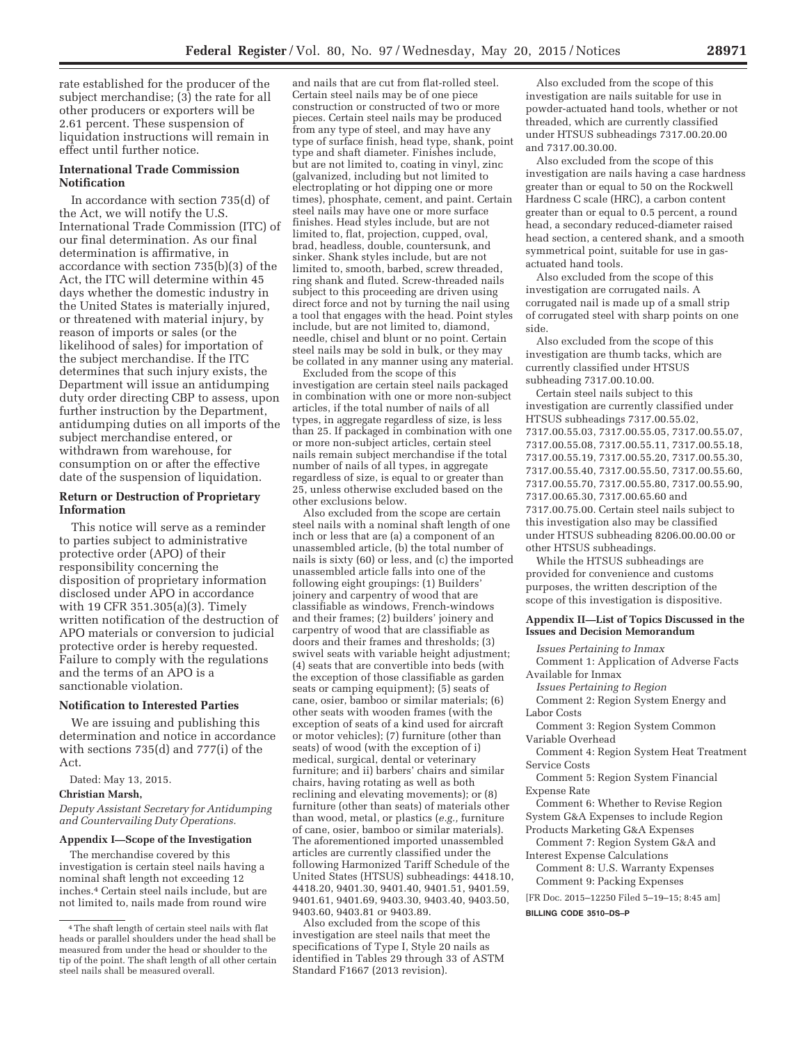rate established for the producer of the subject merchandise; (3) the rate for all other producers or exporters will be 2.61 percent. These suspension of liquidation instructions will remain in effect until further notice.

### International Trade Commission Notification

In accordance with section 735(d) of the Act, we will notify the U.S. International Trade Commission (ITC) of our final determination. As our final determination is affirmative, in accordance with section 735(b)(3) of the Act, the ITC will determine within 45 days whether the domestic industry in the United States is materially injured, or threatened with material injury, by reason of imports or sales (or the likelihood of sales) for importation of the subject merchandise. If the ITC determines that such injury exists, the Department will issue an antidumping duty order directing CBP to assess, upon further instruction by the Department, antidumping duties on all imports of the subject merchandise entered, or withdrawn from warehouse, for consumption on or after the effective date of the suspension of liquidation.

### Return or Destruction of Proprietary Information

This notice will serve as a reminder to parties subject to administrative protective order (APO) of their responsibility concerning the disposition of proprietary information disclosed under APO in accordance with 19 CFR 351.305(a)(3). Timely written notification of the destruction of APO materials or conversion to judicial protective order is hereby requested. Failure to comply with the regulations and the terms of an APO is a sanctionable violation.

### Notification to Interested Parties

We are issuing and publishing this determination and notice in accordance with sections 735(d) and 777(i) of the Act.

Dated: May 13, 2015.

**Christian Marsh,**

*Deputy Assistant Secretary for Antidumping and Countervailing Duty Operations.*

### Appendix I—Scope of the Investigation

The merchandise covered by this investigation is certain steel nails having a nominal shaft length not exceeding 12 inches.[4] Certain steel nails include, but are not limited to, nails made from round wire and nails that are cut from flat-rolled steel. Certain steel nails may be of one piece construction or constructed of two or more pieces. Certain steel nails may be produced from any type of steel, and may have any type of surface finish, head type, shank, point type and shaft diameter. Finishes include, but are not limited to, coating in vinyl, zinc (galvanized, including but not limited to electroplating or hot dipping one or more times), phosphate, cement, and paint. Certain steel nails may have one or more surface finishes. Head styles include, but are not limited to, flat, projection, cupped, oval, brad, headless, double, countersunk, and sinker. Shank styles include, but are not limited to, smooth, barbed, screw threaded, ring shank and fluted. Screw-threaded nails subject to this proceeding are driven using direct force and not by turning the nail using a tool that engages with the head. Point styles include, but are not limited to, diamond, needle, chisel and blunt or no point. Certain steel nails may be sold in bulk, or they may be collated in any manner using any material.

Excluded from the scope of this investigation are certain steel nails packaged in combination with one or more non-subject articles, if the total number of nails of all types, in aggregate regardless of size, is less than 25. If packaged in combination with one or more non-subject articles, certain steel nails remain subject merchandise if the total number of nails of all types, in aggregate regardless of size, is equal to or greater than 25, unless otherwise excluded based on the other exclusions below.

Also excluded from the scope are certain steel nails with a nominal shaft length of one inch or less that are (a) a component of an unassembled article, (b) the total number of nails is sixty (60) or less, and (c) the imported unassembled article falls into one of the following eight groupings: (1) Builders' joinery and carpentry of wood that are classifiable as windows, French-windows and their frames; (2) builders' joinery and carpentry of wood that are classifiable as doors and their frames and thresholds; (3) swivel seats with variable height adjustment; (4) seats that are convertible into beds (with the exception of those classifiable as garden seats or camping equipment); (5) seats of cane, osier, bamboo or similar materials; (6) other seats with wooden frames (with the exception of seats of a kind used for aircraft or motor vehicles); (7) furniture (other than seats) of wood (with the exception of i) medical, surgical, dental or veterinary furniture; and ii) barbers' chairs and similar chairs, having rotating as well as both reclining and elevating movements); or (8) furniture (other than seats) of materials other than wood, metal, or plastics (*e.g.,* furniture of cane, osier, bamboo or similar materials). The aforementioned imported unassembled articles are currently classified under the following Harmonized Tariff Schedule of the United States (HTSUS) subheadings: 4418.10, 4418.20, 9401.30, 9401.40, 9401.51, 9401.59, 9401.61, 9401.69, 9403.30, 9403.40, 9403.50, 9403.60, 9403.81 or 9403.89.

Also excluded from the scope of this investigation are steel nails that meet the specifications of Type I, Style 20 nails as identified in Tables 29 through 33 of ASTM Standard F1667 (2013 revision).

Also excluded from the scope of this investigation are nails suitable for use in powder-actuated hand tools, whether or not threaded, which are currently classified under HTSUS subheadings 7317.00.20.00 and 7317.00.30.00.

Also excluded from the scope of this investigation are nails having a case hardness greater than or equal to 50 on the Rockwell Hardness C scale (HRC), a carbon content greater than or equal to 0.5 percent, a round head, a secondary reduced-diameter raised head section, a centered shank, and a smooth symmetrical point, suitable for use in gas-actuated hand tools.

Also excluded from the scope of this investigation are corrugated nails. A corrugated nail is made up of a small strip of corrugated steel with sharp points on one side.

Also excluded from the scope of this investigation are thumb tacks, which are currently classified under HTSUS subheading 7317.00.10.00.

Certain steel nails subject to this investigation are currently classified under HTSUS subheadings 7317.00.55.02, 7317.00.55.03, 7317.00.55.05, 7317.00.55.07, 7317.00.55.08, 7317.00.55.11, 7317.00.55.18, 7317.00.55.19, 7317.00.55.20, 7317.00.55.30, 7317.00.55.40, 7317.00.55.50, 7317.00.55.60, 7317.00.55.70, 7317.00.55.80, 7317.00.55.90, 7317.00.65.30, 7317.00.65.60 and 7317.00.75.00. Certain steel nails subject to this investigation also may be classified under HTSUS subheading 8206.00.00.00 or other HTSUS subheadings.

While the HTSUS subheadings are provided for convenience and customs purposes, the written description of the scope of this investigation is dispositive.

### Appendix II—List of Topics Discussed in the Issues and Decision Memorandum

*Issues Pertaining to Inmax*

Comment 1: Application of Adverse Facts Available for Inmax

*Issues Pertaining to Region*

Comment 2: Region System Energy and Labor Costs

Comment 3: Region System Common Variable Overhead

Comment 4: Region System Heat Treatment Service Costs

Comment 5: Region System Financial Expense Rate

Comment 6: Whether to Revise Region System G&A Expenses to include Region Products Marketing G&A Expenses

Comment 7: Region System G&A and Interest Expense Calculations

Comment 8: U.S. Warranty Expenses

Comment 9: Packing Expenses

[FR Doc. 2015–12250 Filed 5–19–15; 8:45 am]

**BILLING CODE 3510–DS–P**

[4] The shaft length of certain steel nails with flat heads or parallel shoulders under the head shall be measured from under the head or shoulder to the tip of the point. The shaft length of all other certain steel nails shall be measured overall.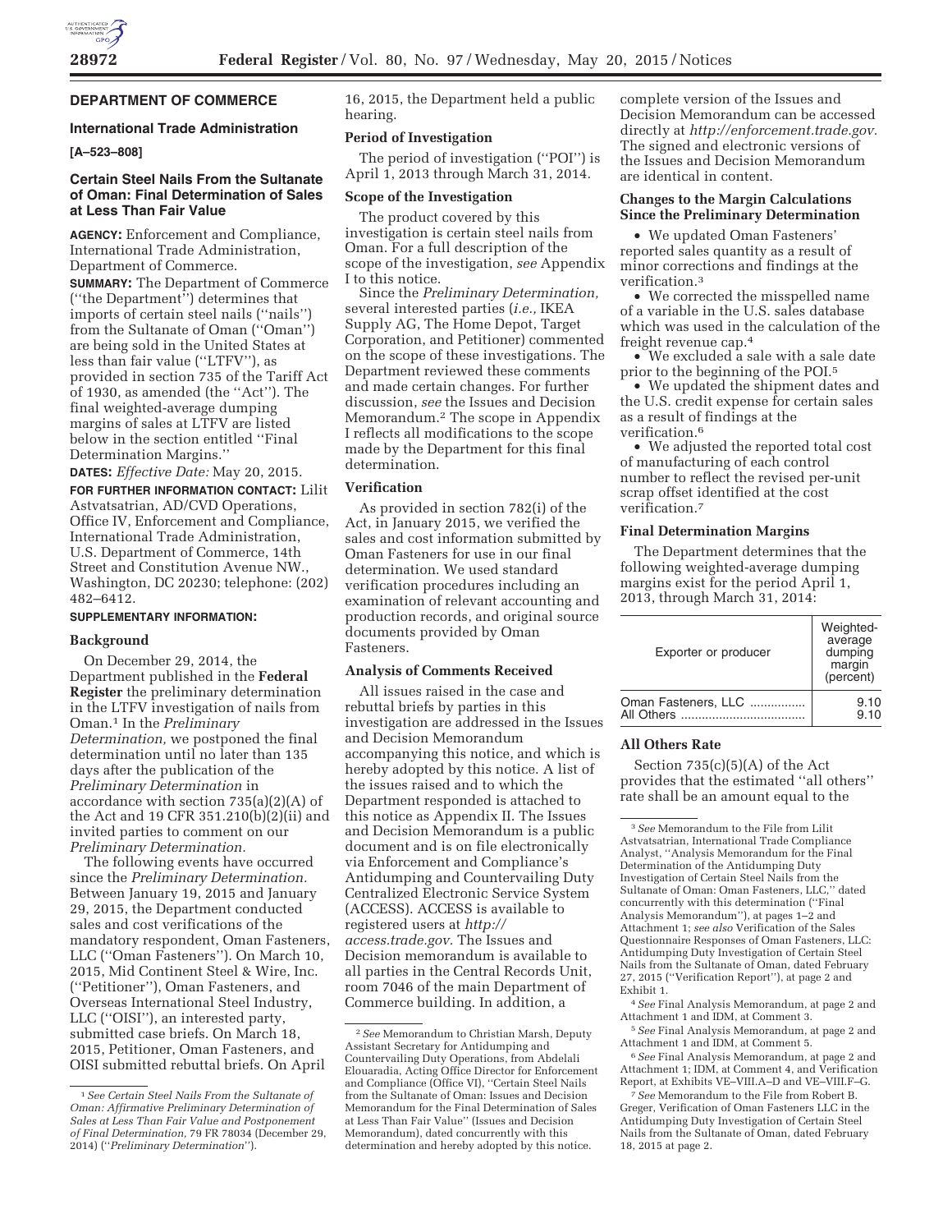## DEPARTMENT OF COMMERCE

### International Trade Administration

**[A–523–808]**

### Certain Steel Nails From the Sultanate of Oman: Final Determination of Sales at Less Than Fair Value

**AGENCY:** Enforcement and Compliance, International Trade Administration, Department of Commerce.

**SUMMARY:** The Department of Commerce (''the Department'') determines that imports of certain steel nails (''nails'') from the Sultanate of Oman (''Oman'') are being sold in the United States at less than fair value (''LTFV''), as provided in section 735 of the Tariff Act of 1930, as amended (the ''Act''). The final weighted-average dumping margins of sales at LTFV are listed below in the section entitled ''Final Determination Margins.''

**DATES:** *Effective Date:* May 20, 2015.

**FOR FURTHER INFORMATION CONTACT:** Lilit Astvatsatrian, AD/CVD Operations, Office IV, Enforcement and Compliance, International Trade Administration, U.S. Department of Commerce, 14th Street and Constitution Avenue NW., Washington, DC 20230; telephone: (202) 482–6412.

**SUPPLEMENTARY INFORMATION:**

#### Background

On December 29, 2014, the Department published in the **Federal Register** the preliminary determination in the LTFV investigation of nails from Oman.[1] In the *Preliminary Determination,* we postponed the final determination until no later than 135 days after the publication of the *Preliminary Determination* in accordance with section 735(a)(2)(A) of the Act and 19 CFR 351.210(b)(2)(ii) and invited parties to comment on our *Preliminary Determination.*

The following events have occurred since the *Preliminary Determination.* Between January 19, 2015 and January 29, 2015, the Department conducted sales and cost verifications of the mandatory respondent, Oman Fasteners, LLC (''Oman Fasteners''). On March 10, 2015, Mid Continent Steel & Wire, Inc. (''Petitioner''), Oman Fasteners, and Overseas International Steel Industry, LLC (''OISI''), an interested party, submitted case briefs. On March 18, 2015, Petitioner, Oman Fasteners and OISI submitted rebuttal briefs. On April 16, 2015, the Department held a public hearing.

#### Period of Investigation

The period of investigation (''POI'') is April 1, 2013 through March 31, 2014.

#### Scope of the Investigation

The product covered by this investigation is certain steel nails from Oman. For a full description of the scope of the investigation, *see* Appendix I to this notice.

Since the *Preliminary Determination,* several interested parties (*i.e.,* IKEA Supply AG, The Home Depot, Target Corporation, and Petitioner) commented on the scope of these investigations. The Department reviewed these comments and made certain changes. For further discussion, *see* the Issues and Decision Memorandum.[2] The scope in Appendix I reflects all modifications to the scope made by the Department for this final determination.

#### Verification

As provided in section 782(i) of the Act, in January 2015, we verified the sales and cost information submitted by Oman Fasteners for use in our final determination. We used standard verification procedures including an examination of relevant accounting and production records, and original source documents provided by Oman Fasteners.

#### Analysis of Comments Received

All issues raised in the case and rebuttal briefs by parties in this investigation are addressed in the Issues and Decision Memorandum accompanying this notice, and which is hereby adopted by this notice. A list of the issues raised and to which the Department responded is attached to this notice as Appendix II. The Issues and Decision Memorandum is a public document and is on file electronically via Enforcement and Compliance's Antidumping and Countervailing Duty Centralized Electronic Service System (ACCESS). ACCESS is available to registered users at *http://access.trade.gov.* The Issues and Decision memorandum is available to all parties in the Central Records Unit, room 7046 of the main Department of Commerce building. In addition, a complete version of the Issues and Decision Memorandum can be accessed directly at *http://enforcement.trade.gov.* The signed and electronic versions of the Issues and Decision Memorandum are identical in content.

#### Changes to the Margin Calculations Since the Preliminary Determination

- We updated Oman Fasteners' reported sales quantity as a result of minor corrections and findings at the verification.[3]
- We corrected the misspelled name of a variable in the U.S. sales database which was used in the calculation of the freight revenue cap.[4]
- We excluded a sale with a sale date prior to the beginning of the POI.[5]
- We updated the shipment dates and the U.S. credit expense for certain sales as a result of findings at the verification.[6]
- We adjusted the reported total cost of manufacturing of each control number to reflect the revised per-unit scrap offset identified at the cost verification.[7]

#### Final Determination Margins

The Department determines that the following weighted-average dumping margins exist for the period April 1, 2013, through March 31, 2014:

| Exporter or producer | Weighted-average dumping margin (percent) |
|---|---|
| Oman Fasteners, LLC | 9.10 |
| All Others | 9.10 |

#### All Others Rate

Section 735(c)(5)(A) of the Act provides that the estimated ''all others'' rate shall be an amount equal to the

---

[1] *See Certain Steel Nails From the Sultanate of Oman: Affirmative Preliminary Determination of Sales at Less Than Fair Value and Postponement of Final Determination,* 79 FR 78034 (December 29, 2014) (''*Preliminary Determination*'').

[2] *See* Memorandum to Christian Marsh, Deputy Assistant Secretary for Antidumping and Countervailing Duty Operations, from Abdelali Elouaradia, Acting Office Director for Enforcement and Compliance (Office VI), ''Certain Steel Nails from the Sultanate of Oman: Issues and Decision Memorandum for the Final Determination of Sales at Less Than Fair Value'' (Issues and Decision Memorandum), dated concurrently with this determination and hereby adopted by this notice.

[3] *See* Memorandum to the File from Lilit Astvatsatrian, International Trade Compliance Analyst, ''Analysis Memorandum for the Final Determination of the Antidumping Duty Investigation of Certain Steel Nails from the Sultanate of Oman: Oman Fasteners, LLC,'' dated concurrently with this determination (''Final Analysis Memorandum''), at pages 1–2 and Attachment 1; *see also* Verification of the Sales Questionnaire Responses of Oman Fasteners, LLC: Antidumping Duty Investigation of Certain Steel Nails from the Sultanate of Oman, dated February 27, 2015 (''Verification Report''), at page 2 and Exhibit 1.

[4] *See* Final Analysis Memorandum, at page 2 and Attachment 1 and IDM, at Comment 3.

[5] *See* Final Analysis Memorandum, at page 2 and Attachment 1 and IDM, at Comment 5.

[6] *See* Final Analysis Memorandum, at page 2 and Attachment 1; IDM, at Comment 4, and Verification Report, at Exhibits VE–VIII.A–D and VE–VIII.F–G.

[7] *See* Memorandum to the File from Robert B. Greger, Verification of Oman Fasteners LLC in the Antidumping Duty Investigation of Certain Steel Nails from the Sultanate of Oman, dated February 18, 2015 at page 2.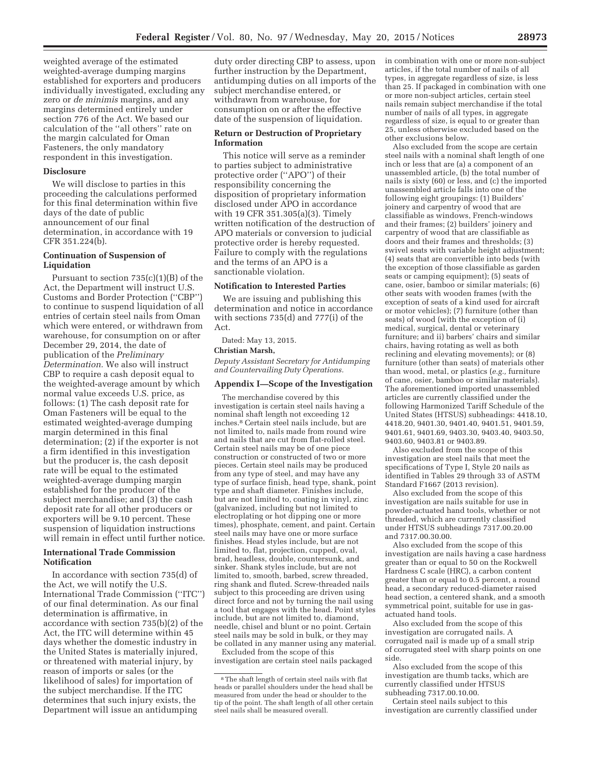weighted average of the estimated weighted-average dumping margins established for exporters and producers individually investigated, excluding any zero or *de minimis* margins, and any margins determined entirely under section 776 of the Act. We based our calculation of the ''all others'' rate on the margin calculated for Oman Fasteners, the only mandatory respondent in this investigation.

**Disclosure**

We will disclose to parties in this proceeding the calculations performed for this final determination within five days of the date of public announcement of our final determination, in accordance with 19 CFR 351.224(b).

**Continuation of Suspension of Liquidation**

Pursuant to section 735(c)(1)(B) of the Act, the Department will instruct U.S. Customs and Border Protection (''CBP'') to continue to suspend liquidation of all entries of certain steel nails from Oman which were entered, or withdrawn from warehouse, for consumption on or after December 29, 2014, the date of publication of the *Preliminary Determination.* We also will instruct CBP to require a cash deposit equal to the weighted-average amount by which normal value exceeds U.S. price, as follows: (1) The cash deposit rate for Oman Fasteners will be equal to the estimated weighted-average dumping margin determined in this final determination; (2) if the exporter is not a firm identified in this investigation but the producer is, the cash deposit rate will be equal to the estimated weighted-average dumping margin established for the producer of the subject merchandise; and (3) the cash deposit rate for all other producers or exporters will be 9.10 percent. These suspension of liquidation instructions will remain in effect until further notice.

**International Trade Commission Notification**

In accordance with section 735(d) of the Act, we will notify the U.S. International Trade Commission (''ITC'') of our final determination. As our final determination is affirmative, in accordance with section 735(b)(2) of the Act, the ITC will determine within 45 days whether the domestic industry in the United States is materially injured, or threatened with material injury, by reason of imports or sales (or the likelihood of sales) for importation of the subject merchandise. If the ITC determines that such injury exists, the Department will issue an antidumping duty order directing CBP to assess, upon further instruction by the Department, antidumping duties on all imports of the subject merchandise entered, or withdrawn from warehouse, for consumption on or after the effective date of the suspension of liquidation.

**Return or Destruction of Proprietary Information**

This notice will serve as a reminder to parties subject to administrative protective order (''APO'') of their responsibility concerning the disposition of proprietary information disclosed under APO in accordance with 19 CFR 351.305(a)(3). Timely written notification of the destruction of APO materials or conversion to judicial protective order is hereby requested. Failure to comply with the regulations and the terms of an APO is a sanctionable violation.

**Notification to Interested Parties**

We are issuing and publishing this determination and notice in accordance with sections 735(d) and 777(i) of the Act.

Dated: May 13, 2015.

**Christian Marsh,**

*Deputy Assistant Secretary for Antidumping and Countervailing Duty Operations.*

## Appendix I—Scope of the Investigation

The merchandise covered by this investigation is certain steel nails having a nominal shaft length not exceeding 12 inches.[8] Certain steel nails include, but are not limited to, nails made from round wire and nails that are cut from flat-rolled steel. Certain steel nails may be of one piece construction or constructed of two or more pieces. Certain steel nails may be produced from any type of steel, and may have any type of surface finish, head type, shank, point type and shaft diameter. Finishes include, but are not limited to, coating in vinyl, zinc (galvanized, including but not limited to electroplating or hot dipping one or more times), phosphate, cement, and paint. Certain steel nails may have one or more surface finishes. Head styles include, but are not limited to, flat, projection, cupped, oval, brad, headless, double, countersunk, and sinker. Shank styles include, but are not limited to, smooth, barbed, screw threaded, ring shank and fluted. Screw-threaded nails subject to this proceeding are driven using direct force and not by turning the nail using a tool that engages with the head. Point styles include, but are not limited to, diamond, needle, chisel and blunt or no point. Certain steel nails may be sold in bulk, or they may be collated in any manner using any material.

Excluded from the scope of this investigation are certain steel nails packaged in combination with one or more non-subject articles, if the total number of nails of all types, in aggregate regardless of size, is less than 25. If packaged in combination with one or more non-subject articles, certain steel nails remain subject merchandise if the total number of nails of all types, in aggregate regardless of size, is equal to or greater than 25, unless otherwise excluded based on the other exclusions below.

Also excluded from the scope are certain steel nails with a nominal shaft length of one inch or less that are (a) a component of an unassembled article, (b) the total number of nails is sixty (60) or less, and (c) the imported unassembled article falls into one of the following eight groupings: (1) Builders' joinery and carpentry of wood that are classifiable as windows, French-windows and their frames; (2) builders' joinery and carpentry of wood that are classifiable as doors and their frames and thresholds; (3) swivel seats with variable height adjustment; (4) seats that are convertible into beds (with the exception of those classifiable as garden seats or camping equipment); (5) seats of cane, osier, bamboo or similar materials; (6) other seats with wooden frames (with the exception of seats of a kind used for aircraft or motor vehicles); (7) furniture (other than seats) of wood (with the exception of (i) medical, surgical, dental or veterinary furniture; and ii) barbers' chairs and similar chairs, having rotating as well as both reclining and elevating movements); or (8) furniture (other than seats) of materials other than wood, metal, or plastics (*e.g.,* furniture of cane, osier, bamboo or similar materials). The aforementioned imported unassembled articles are currently classified under the following Harmonized Tariff Schedule of the United States (HTSUS) subheadings: 4418.10, 4418.20, 9401.30, 9401.40, 9401.51, 9401.59, 9401.61, 9401.69, 9403.30, 9403.40, 9403.50, 9403.60, 9403.81 or 9403.89.

Also excluded from the scope of this investigation are steel nails that meet the specifications of Type I, Style 20 nails as identified in Tables 29 through 33 of ASTM Standard F1667 (2013 revision).

Also excluded from the scope of this investigation are nails suitable for use in powder-actuated hand tools, whether or not threaded, which are currently classified under HTSUS subheadings 7317.00.20.00 and 7317.00.30.00.

Also excluded from the scope of this investigation are nails having a case hardness greater than or equal to 50 on the Rockwell Hardness C scale (HRC), a carbon content greater than or equal to 0.5 percent, a round head, a secondary reduced-diameter raised head section, a centered shank, and a smooth symmetrical point, suitable for use in gas-actuated hand tools.

Also excluded from the scope of this investigation are corrugated nails. A corrugated nail is made up of a small strip of corrugated steel with sharp points on one side.

Also excluded from the scope of this investigation are thumb tacks, which are currently classified under HTSUS subheading 7317.00.10.00.

Certain steel nails subject to this investigation are currently classified under

[8] The shaft length of certain steel nails with flat heads or parallel shoulders under the head shall be measured from under the head or shoulder to the tip of the point. The shaft length of all other certain steel nails shall be measured overall.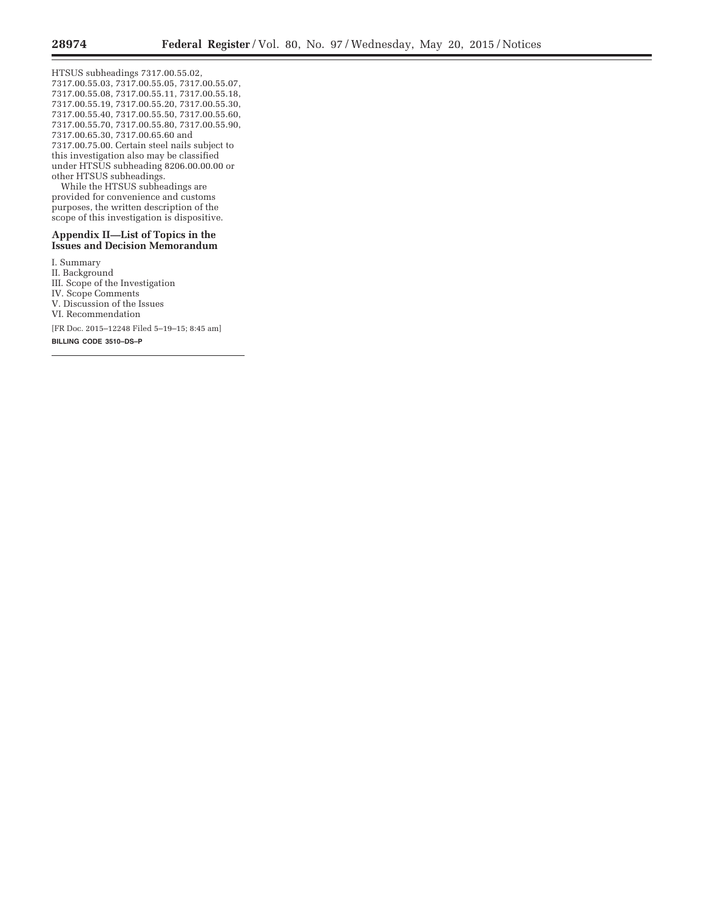HTSUS subheadings 7317.00.55.02, 7317.00.55.03, 7317.00.55.05, 7317.00.55.07, 7317.00.55.08, 7317.00.55.11, 7317.00.55.18, 7317.00.55.19, 7317.00.55.20, 7317.00.55.30, 7317.00.55.40, 7317.00.55.50, 7317.00.55.60, 7317.00.55.70, 7317.00.55.80, 7317.00.55.90, 7317.00.65.30, 7317.00.65.60 and 7317.00.75.00. Certain steel nails subject to this investigation also may be classified under HTSUS subheading 8206.00.00.00 or other HTSUS subheadings.

While the HTSUS subheadings are provided for convenience and customs purposes, the written description of the scope of this investigation is dispositive.

## Appendix II—List of Topics in the Issues and Decision Memorandum

I. Summary
II. Background
III. Scope of the Investigation
IV. Scope Comments
V. Discussion of the Issues
VI. Recommendation

[FR Doc. 2015–12248 Filed 5–19–15; 8:45 am]

**BILLING CODE 3510–DS–P**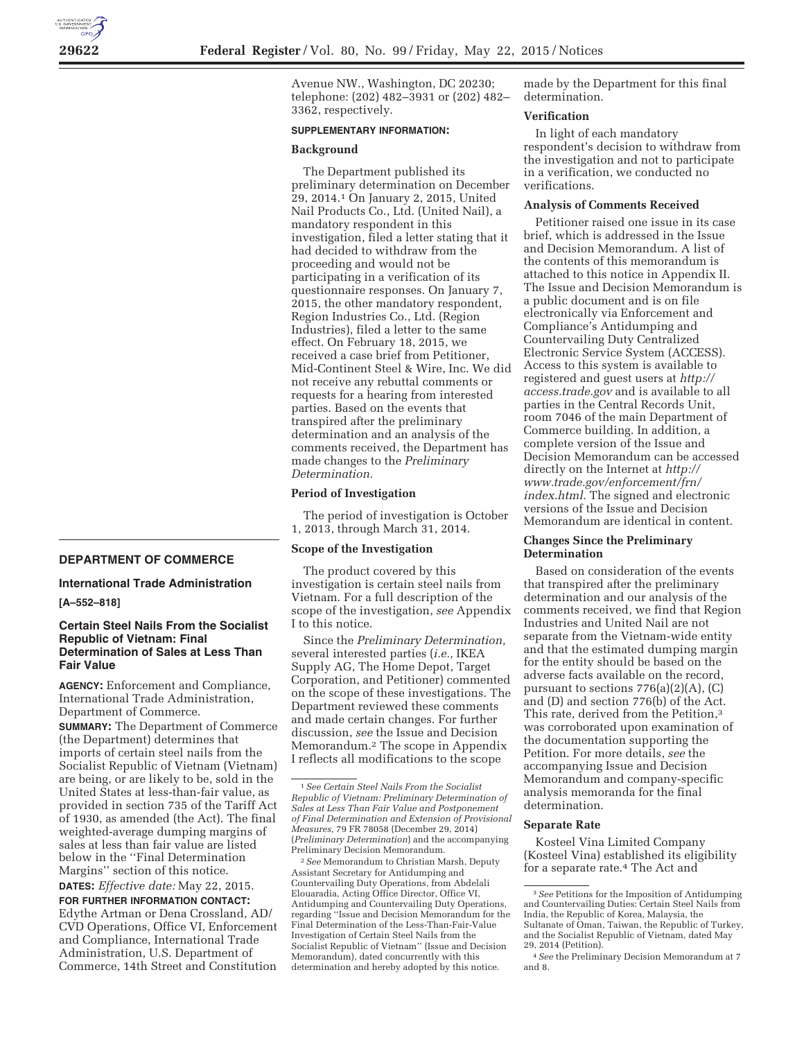## DEPARTMENT OF COMMERCE

### International Trade Administration

**[A–552–818]**

### Certain Steel Nails From the Socialist Republic of Vietnam: Final Determination of Sales at Less Than Fair Value

**AGENCY:** Enforcement and Compliance, International Trade Administration, Department of Commerce.

**SUMMARY:** The Department of Commerce (the Department) determines that imports of certain steel nails from the Socialist Republic of Vietnam (Vietnam) are being, or are likely to be, sold in the United States at less-than-fair value, as provided in section 735 of the Tariff Act of 1930, as amended (the Act). The final weighted-average dumping margins of sales at less than fair value are listed below in the ''Final Determination Margins'' section of this notice.

**DATES:** *Effective date:* May 22, 2015.

**FOR FURTHER INFORMATION CONTACT:** Edythe Artman or Dena Crossland, AD/CVD Operations, Office VI, Enforcement and Compliance, International Trade Administration, U.S. Department of Commerce, 14th Street and Constitution Avenue NW., Washington, DC 20230; telephone: (202) 482–3931 or (202) 482–3362, respectively.

**SUPPLEMENTARY INFORMATION:**

**Background**

The Department published its preliminary determination on December 29, 2014.[1] On January 2, 2015, United Nail Products Co., Ltd. (United Nail), a mandatory respondent in this investigation, filed a letter stating that it had decided to withdraw from the proceeding and would not be participating in a verification of its questionnaire responses. On January 7, 2015, the other mandatory respondent, Region Industries Co., Ltd. (Region Industries), filed a letter to the same effect. On February 18, 2015, we received a case brief from Petitioner, Mid-Continent Steel & Wire, Inc. We did not receive any rebuttal comments or requests for a hearing from interested parties. Based on the events that transpired after the preliminary determination and an analysis of the comments received, the Department has made changes to the *Preliminary Determination.*

**Period of Investigation**

The period of investigation is October 1, 2013, through March 31, 2014.

**Scope of the Investigation**

The product covered by this investigation is certain steel nails from Vietnam. For a full description of the scope of the investigation, *see* Appendix I to this notice.

Since the *Preliminary Determination,* several interested parties (*i.e.,* IKEA Supply AG, The Home Depot, Target Corporation, and Petitioner) commented on the scope of these investigations. The Department reviewed these comments and made certain changes. For further discussion, *see* the Issue and Decision Memorandum.[2] The scope in Appendix I reflects all modifications to the scope made by the Department for this final determination.

**Verification**

In light of each mandatory respondent's decision to withdraw from the investigation and not to participate in a verification, we conducted no verifications.

**Analysis of Comments Received**

Petitioner raised one issue in its case brief, which is addressed in the Issue and Decision Memorandum. A list of the contents of this memorandum is attached to this notice in Appendix II. The Issue and Decision Memorandum is a public document and is on file electronically via Enforcement and Compliance's Antidumping and Countervailing Duty Centralized Electronic Service System (ACCESS). Access to this system is available to registered and guest users at *http://access.trade.gov* and is available to all parties in the Central Records Unit, room 7046 of the main Department of Commerce building. In addition, a complete version of the Issue and Decision Memorandum can be accessed directly on the Internet at *http://www.trade.gov/enforcement/frn/index.html.* The signed and electronic versions of the Issue and Decision Memorandum are identical in content.

**Changes Since the Preliminary Determination**

Based on consideration of the events that transpired after the preliminary determination and our analysis of the comments received, we find that Region Industries and United Nail are not separate from the Vietnam-wide entity and that the estimated dumping margin for the entity should be based on the adverse facts available on the record, pursuant to sections 776(a)(2)(A), (C) and (D) and section 776(b) of the Act. This rate, derived from the Petition,[3] was corroborated upon examination of the documentation supporting the Petition. For more details, *see* the accompanying Issue and Decision Memorandum and company-specific analysis memoranda for the final determination.

**Separate Rate**

Kosteel Vina Limited Company (Kosteel Vina) established its eligibility for a separate rate.[4] The Act and

---

[1] *See Certain Steel Nails From the Socialist Republic of Vietnam: Preliminary Determination of Sales at Less Than Fair Value and Postponement of Final Determination and Extension of Provisional Measures,* 79 FR 78058 (December 29, 2014) (*Preliminary Determination*) and the accompanying Preliminary Decision Memorandum.

[2] *See* Memorandum to Christian Marsh, Deputy Assistant Secretary for Antidumping and Countervailing Duty Operations, from Abdelali Elouaradia, Acting Office Director, Office VI, Antidumping and Countervailing Duty Operations, regarding ''Issue and Decision Memorandum for the Final Determination of the Less-Than-Fair-Value Investigation of Certain Steel Nails from the Socialist Republic of Vietnam'' (Issue and Decision Memorandum), dated concurrently with this determination and hereby adopted by this notice.

[3] *See* Petitions for the Imposition of Antidumping and Countervailing Duties: Certain Steel Nails from India, the Republic of Korea, Malaysia, the Sultanate of Oman, Taiwan, the Republic of Turkey, and the Socialist Republic of Vietnam, dated May 29, 2014 (Petition).

[4] *See* the Preliminary Decision Memorandum at 7 and 8.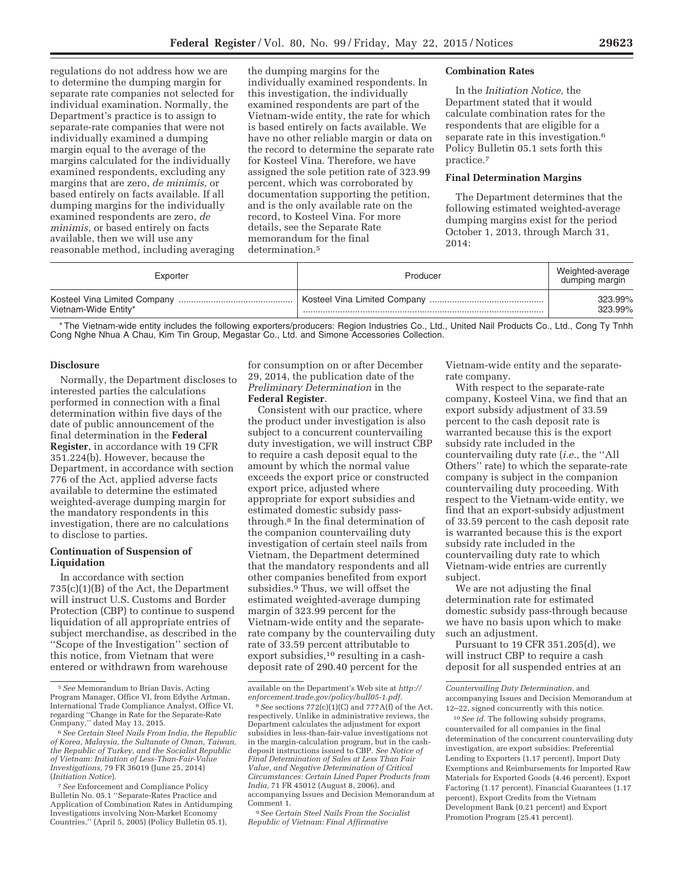regulations do not address how we are to determine the dumping margin for separate rate companies not selected for individual examination. Normally, the Department's practice is to assign to separate-rate companies that were not individually examined a dumping margin equal to the average of the margins calculated for the individually examined respondents, excluding any margins that are zero, *de minimis,* or based entirely on facts available. If all dumping margins for the individually examined respondents are zero, *de minimis,* or based entirely on facts available, then we will use any reasonable method, including averaging the dumping margins for the individually examined respondents. In this investigation, the individually examined respondents are part of the Vietnam-wide entity, the rate for which is based entirely on facts available. We have no other reliable margin or data on the record to determine the separate rate for Kosteel Vina. Therefore, we have assigned the sole petition rate of 323.99 percent, which was corroborated by documentation supporting the petition, and is the only available rate on the record, to Kosteel Vina. For more details, see the Separate Rate memorandum for the final determination.[5]

## Combination Rates

In the *Initiation Notice,* the Department stated that it would calculate combination rates for the respondents that are eligible for a separate rate in this investigation.[6] Policy Bulletin 05.1 sets forth this practice.[7]

## Final Determination Margins

The Department determines that the following estimated weighted-average dumping margins exist for the period October 1, 2013, through March 31, 2014:

| Exporter | Producer | Weighted-average dumping margin |
|---|---|---|
| Kosteel Vina Limited Company | Kosteel Vina Limited Company | 323.99% |
| Vietnam-Wide Entity* | | 323.99% |

\* The Vietnam-wide entity includes the following exporters/producers: Region Industries Co., Ltd., United Nail Products Co., Ltd., Cong Ty Tnhh Cong Nghe Nhua A Chau, Kim Tin Group, Megastar Co., Ltd. and Simone Accessories Collection.

## Disclosure

Normally, the Department discloses to interested parties the calculations performed in connection with a final determination within five days of the date of public announcement of the final determination in the **Federal Register**, in accordance with 19 CFR 351.224(b). However, because the Department, in accordance with section 776 of the Act, applied adverse facts available to determine the estimated weighted-average dumping margin for the mandatory respondents in this investigation, there are no calculations to disclose to parties.

## Continuation of Suspension of Liquidation

In accordance with section 735(c)(1)(B) of the Act, the Department will instruct U.S. Customs and Border Protection (CBP) to continue to suspend liquidation of all appropriate entries of subject merchandise, as described in the ''Scope of the Investigation'' section of this notice, from Vietnam that were entered or withdrawn from warehouse for consumption on or after December 29, 2014, the publication date of the *Preliminary Determination* in the **Federal Register**.

Consistent with our practice, where the product under investigation is also subject to a concurrent countervailing duty investigation, we will instruct CBP to require a cash deposit equal to the amount by which the normal value exceeds the export price or constructed export price, adjusted where appropriate for export subsidies and estimated domestic subsidy pass-through.[8] In the final determination of the companion countervailing duty investigation of certain steel nails from Vietnam, the Department determined that the mandatory respondents and all other companies benefited from export subsidies.[9] Thus, we will offset the estimated weighted-average dumping margin of 323.99 percent for the Vietnam-wide entity and the separate-rate company by the countervailing duty rate of 33.59 percent attributable to export subsidies,[10] resulting in a cash-deposit rate of 290.40 percent for the Vietnam-wide entity and the separate-rate company.

With respect to the separate-rate company, Kosteel Vina, we find that an export subsidy adjustment of 33.59 percent to the cash deposit rate is warranted because this is the export subsidy rate included in the countervailing duty rate (*i.e.,* the ''All Others'' rate) to which the separate-rate company is subject in the companion countervailing duty proceeding. With respect to the Vietnam-wide entity, we find that an export-subsidy adjustment of 33.59 percent to the cash deposit rate is warranted because this is the export subsidy rate included in the countervailing duty rate to which Vietnam-wide entries are currently subject.

We are not adjusting the final determination rate for estimated domestic subsidy pass-through because we have no basis upon which to make such an adjustment.

Pursuant to 19 CFR 351.205(d), we will instruct CBP to require a cash deposit for all suspended entries at an

---

[5] *See* Memorandum to Brian Davis, Acting Program Manager, Office VI, from Edythe Artman, International Trade Compliance Analyst, Office VI, regarding ''Change in Rate for the Separate-Rate Company,'' dated May 13, 2015.

[6] *See Certain Steel Nails From India, the Republic of Korea, Malaysia, the Sultanate of Oman, Taiwan, the Republic of Turkey, and the Socialist Republic of Vietnam: Initiation of Less-Than-Fair-Value Investigations,* 79 FR 36019 (June 25, 2014) (*Initiation Notice*).

[7] *See* Enforcement and Compliance Policy Bulletin No. 05.1 ''Separate-Rates Practice and Application of Combination Rates in Antidumping Investigations involving Non-Market Economy Countries,'' (April 5, 2005) (Policy Bulletin 05.1), available on the Department's Web site at *http://enforcement.trade.gov/policy/bull05-1.pdf*.

[8] *See* sections 772(c)(1)(C) and 777A(f) of the Act, respectively. Unlike in administrative reviews, the Department calculates the adjustment for export subsidies in less-than-fair-value investigations not in the margin-calculation program, but in the cash-deposit instructions issued to CBP. *See Notice of Final Determination of Sales at Less Than Fair Value, and Negative Determination of Critical Circumstances: Certain Lined Paper Products from India,* 71 FR 45012 (August 8, 2006), and accompanying Issues and Decision Memorandum at Comment 1.

[9] *See Certain Steel Nails From the Socialist Republic of Vietnam: Final Affirmative Countervailing Duty Determination,* and accompanying Issues and Decision Memorandum at 12–22, signed concurrently with this notice.

[10] *See id.* The following subsidy programs, countervailed for all companies in the final determination of the concurrent countervailing duty investigation, are export subsidies: Preferential Lending to Exporters (1.17 percent), Import Duty Exemptions and Reimbursements for Imported Raw Materials for Exported Goods (4.46 percent), Export Factoring (1.17 percent), Financial Guarantees (1.17 percent), Export Credits from the Vietnam Development Bank (0.21 percent) and Export Promotion Program (25.41 percent).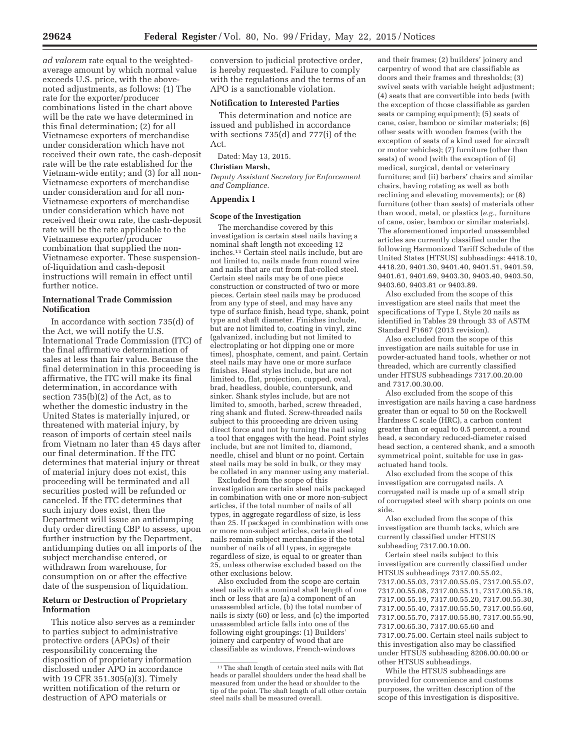*ad valorem* rate equal to the weighted-average amount by which normal value exceeds U.S. price, with the above-noted adjustments, as follows: (1) The rate for the exporter/producer combinations listed in the chart above will be the rate we have determined in this final determination; (2) for all Vietnamese exporters of merchandise under consideration which have not received their own rate, the cash-deposit rate will be the rate established for the Vietnam-wide entity; and (3) for all non-Vietnamese exporters of merchandise under consideration and for all non-Vietnamese exporters of merchandise under consideration which have not received their own rate, the cash-deposit rate will be the rate applicable to the Vietnamese exporter/producer combination that supplied the non-Vietnamese exporter. These suspension-of-liquidation and cash-deposit instructions will remain in effect until further notice.

## International Trade Commission Notification

In accordance with section 735(d) of the Act, we will notify the U.S. International Trade Commission (ITC) of the final affirmative determination of sales at less than fair value. Because the final determination in this proceeding is affirmative, the ITC will make its final determination, in accordance with section 735(b)(2) of the Act, as to whether the domestic industry in the United States is materially injured, or threatened with material injury, by reason of imports of certain steel nails from Vietnam no later than 45 days after our final determination. If the ITC determines that material injury or threat of material injury does not exist, this proceeding will be terminated and all securities posted will be refunded or canceled. If the ITC determines that such injury does exist, then the Department will issue an antidumping duty order directing CBP to assess, upon further instruction by the Department, antidumping duties on all imports of the subject merchandise entered, or withdrawn from warehouse, for consumption on or after the effective date of the suspension of liquidation.

## Return or Destruction of Proprietary Information

This notice also serves as a reminder to parties subject to administrative protective orders (APOs) of their responsibility concerning the disposition of proprietary information disclosed under APO in accordance with 19 CFR 351.305(a)(3). Timely written notification of the return or destruction of APO materials or conversion to judicial protective order, is hereby requested. Failure to comply with the regulations and the terms of an APO is a sanctionable violation.

## Notification to Interested Parties

This determination and notice are issued and published in accordance with sections 735(d) and 777(i) of the Act.

Dated: May 13, 2015.

**Christian Marsh,**

*Deputy Assistant Secretary for Enforcement and Compliance.*

## Appendix I

### Scope of the Investigation

The merchandise covered by this investigation is certain steel nails having a nominal shaft length not exceeding 12 inches.[11] Certain steel nails include, but are not limited to, nails made from round wire and nails that are cut from flat-rolled steel. Certain steel nails may be of one piece construction or constructed of two or more pieces. Certain steel nails may be produced from any type of steel, and may have any type of surface finish, head type, shank, point type and shaft diameter. Finishes include, but are not limited to, coating in vinyl, zinc (galvanized, including but not limited to electroplating or hot dipping one or more times), phosphate, cement, and paint. Certain steel nails may have one or more surface finishes. Head styles include, but are not limited to, flat, projection, cupped, oval, brad, headless, double, countersunk, and sinker. Shank styles include, but are not limited to, smooth, barbed, screw threaded, ring shank and fluted. Screw-threaded nails subject to this proceeding are driven using direct force and not by turning the nail using a tool that engages with the head. Point styles include, but are not limited to, diamond, needle, chisel and blunt or no point. Certain steel nails may be sold in bulk, or they may be collated in any manner using any material.

Excluded from the scope of this investigation are certain steel nails packaged in combination with one or more non-subject articles, if the total number of nails of all types, in aggregate regardless of size, is less than 25. If packaged in combination with one or more non-subject articles, certain steel nails remain subject merchandise if the total number of nails of all types, in aggregate regardless of size, is equal to or greater than 25, unless otherwise excluded based on the other exclusions below.

Also excluded from the scope are certain steel nails with a nominal shaft length of one inch or less that are (a) a component of an unassembled article, (b) the total number of nails is sixty (60) or less, and (c) the imported unassembled article falls into one of the following eight groupings: (1) Builders' joinery and carpentry of wood that are classifiable as windows, French-windows and their frames; (2) builders' joinery and carpentry of wood that are classifiable as doors and their frames and thresholds; (3) swivel seats with variable height adjustment; (4) seats that are convertible into beds (with the exception of those classifiable as garden seats or camping equipment); (5) seats of cane, osier, bamboo or similar materials; (6) other seats with wooden frames (with the exception of seats of a kind used for aircraft or motor vehicles); (7) furniture (other than seats) of wood (with the exception of (i) medical, surgical, dental or veterinary furniture; and (ii) barbers' chairs and similar chairs, having rotating as well as both reclining and elevating movements); or (8) furniture (other than seats) of materials other than wood, metal, or plastics (*e.g.,* furniture of cane, osier, bamboo or similar materials). The aforementioned imported unassembled articles are currently classified under the following Harmonized Tariff Schedule of the United States (HTSUS) subheadings: 4418.10, 4418.20, 9401.30, 9401.40, 9401.51, 9401.59, 9401.61, 9401.69, 9403.30, 9403.40, 9403.50, 9403.60, 9403.81 or 9403.89.

Also excluded from the scope of this investigation are steel nails that meet the specifications of Type I, Style 20 nails as identified in Tables 29 through 33 of ASTM Standard F1667 (2013 revision).

Also excluded from the scope of this investigation are nails suitable for use in powder-actuated hand tools, whether or not threaded, which are currently classified under HTSUS subheadings 7317.00.20.00 and 7317.00.30.00.

Also excluded from the scope of this investigation are nails having a case hardness greater than or equal to 50 on the Rockwell Hardness C scale (HRC), a carbon content greater than or equal to 0.5 percent, a round head, a secondary reduced-diameter raised head section, a centered shank, and a smooth symmetrical point, suitable for use in gas-actuated hand tools.

Also excluded from the scope of this investigation are corrugated nails. A corrugated nail is made up of a small strip of corrugated steel with sharp points on one side.

Also excluded from the scope of this investigation are thumb tacks, which are currently classified under HTSUS subheading 7317.00.10.00.

Certain steel nails subject to this investigation are currently classified under HTSUS subheadings 7317.00.55.02, 7317.00.55.03, 7317.00.55.05, 7317.00.55.07, 7317.00.55.08, 7317.00.55.11, 7317.00.55.18, 7317.00.55.19, 7317.00.55.20, 7317.00.55.30, 7317.00.55.40, 7317.00.55.50, 7317.00.55.60, 7317.00.55.70, 7317.00.55.80, 7317.00.55.90, 7317.00.65.30, 7317.00.65.60 and 7317.00.75.00. Certain steel nails subject to this investigation also may be classified under HTSUS subheading 8206.00.00.00 or other HTSUS subheadings.

While the HTSUS subheadings are provided for convenience and customs purposes, the written description of the scope of this investigation is dispositive.

[11] The shaft length of certain steel nails with flat heads or parallel shoulders under the head shall be measured from under the head or shoulder to the tip of the point. The shaft length of all other certain steel nails shall be measured overall.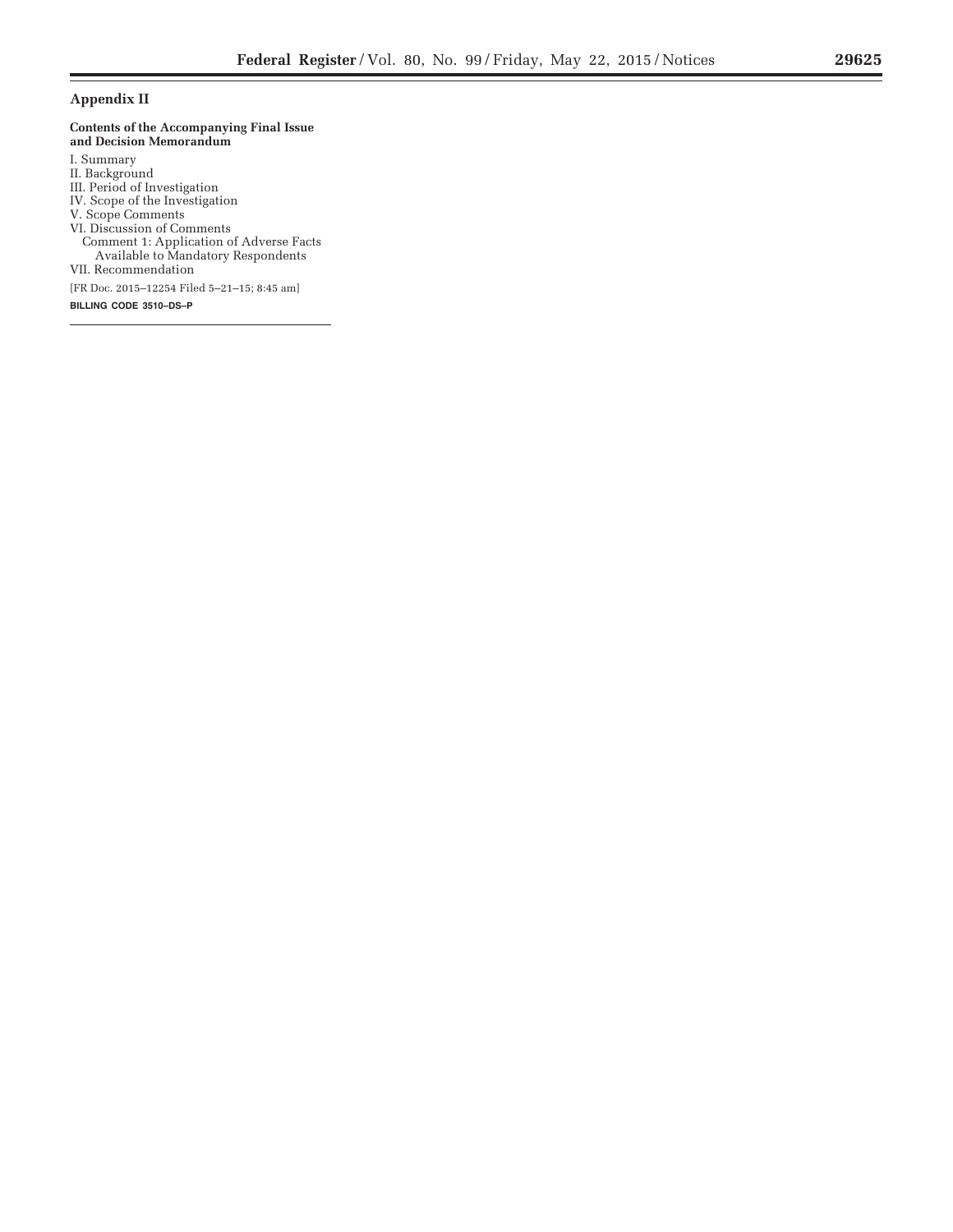## Appendix II

### Contents of the Accompanying Final Issue and Decision Memorandum

I. Summary
II. Background
III. Period of Investigation
IV. Scope of the Investigation
V. Scope Comments
VI. Discussion of Comments
  Comment 1: Application of Adverse Facts Available to Mandatory Respondents
VII. Recommendation

[FR Doc. 2015–12254 Filed 5–21–15; 8:45 am]

**BILLING CODE 3510–DS–P**